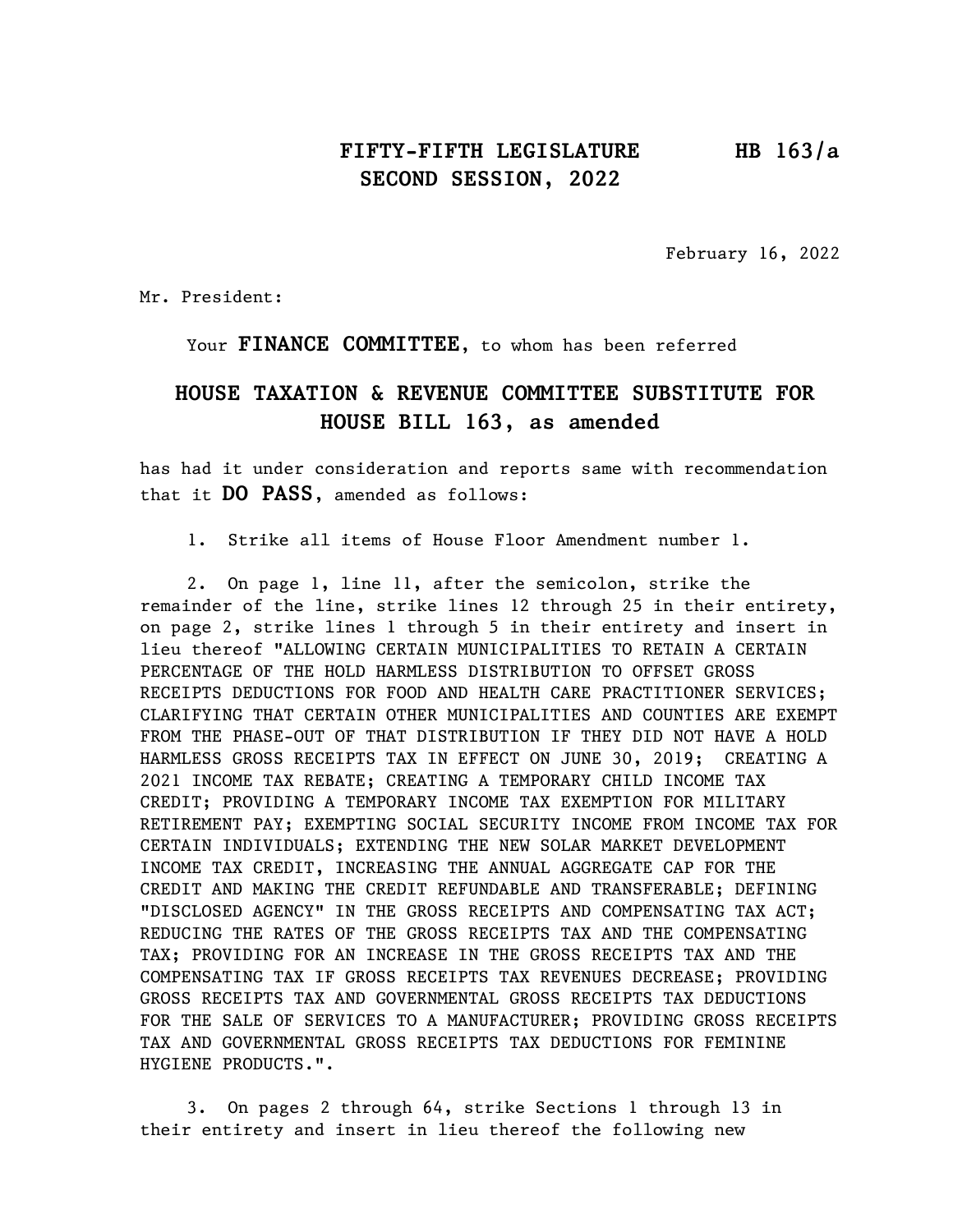**FIFTY-FIFTH LEGISLATURE** **HB 163/a**
**SECOND SESSION, 2022**

February 16, 2022

Mr. President:

Your **FINANCE COMMITTEE**, to whom has been referred

## HOUSE TAXATION & REVENUE COMMITTEE SUBSTITUTE FOR HOUSE BILL 163, as amended

has had it under consideration and reports same with recommendation that it **DO PASS**, amended as follows:

1. Strike all items of House Floor Amendment number 1.

2. On page 1, line 11, after the semicolon, strike the remainder of the line, strike lines 12 through 25 in their entirety, on page 2, strike lines 1 through 5 in their entirety and insert in lieu thereof "ALLOWING CERTAIN MUNICIPALITIES TO RETAIN A CERTAIN PERCENTAGE OF THE HOLD HARMLESS DISTRIBUTION TO OFFSET GROSS RECEIPTS DEDUCTIONS FOR FOOD AND HEALTH CARE PRACTITIONER SERVICES; CLARIFYING THAT CERTAIN OTHER MUNICIPALITIES AND COUNTIES ARE EXEMPT FROM THE PHASE-OUT OF THAT DISTRIBUTION IF THEY DID NOT HAVE A HOLD HARMLESS GROSS RECEIPTS TAX IN EFFECT ON JUNE 30, 2019; CREATING A 2021 INCOME TAX REBATE; CREATING A TEMPORARY CHILD INCOME TAX CREDIT; PROVIDING A TEMPORARY INCOME TAX EXEMPTION FOR MILITARY RETIREMENT PAY; EXEMPTING SOCIAL SECURITY INCOME FROM INCOME TAX FOR CERTAIN INDIVIDUALS; EXTENDING THE NEW SOLAR MARKET DEVELOPMENT INCOME TAX CREDIT, INCREASING THE ANNUAL AGGREGATE CAP FOR THE CREDIT AND MAKING THE CREDIT REFUNDABLE AND TRANSFERABLE; DEFINING "DISCLOSED AGENCY" IN THE GROSS RECEIPTS AND COMPENSATING TAX ACT; REDUCING THE RATES OF THE GROSS RECEIPTS TAX AND THE COMPENSATING TAX; PROVIDING FOR AN INCREASE IN THE GROSS RECEIPTS TAX AND THE COMPENSATING TAX IF GROSS RECEIPTS TAX REVENUES DECREASE; PROVIDING GROSS RECEIPTS TAX AND GOVERNMENTAL GROSS RECEIPTS TAX DEDUCTIONS FOR THE SALE OF SERVICES TO A MANUFACTURER; PROVIDING GROSS RECEIPTS TAX AND GOVERNMENTAL GROSS RECEIPTS TAX DEDUCTIONS FOR FEMININE HYGIENE PRODUCTS.".

3. On pages 2 through 64, strike Sections 1 through 13 in their entirety and insert in lieu thereof the following new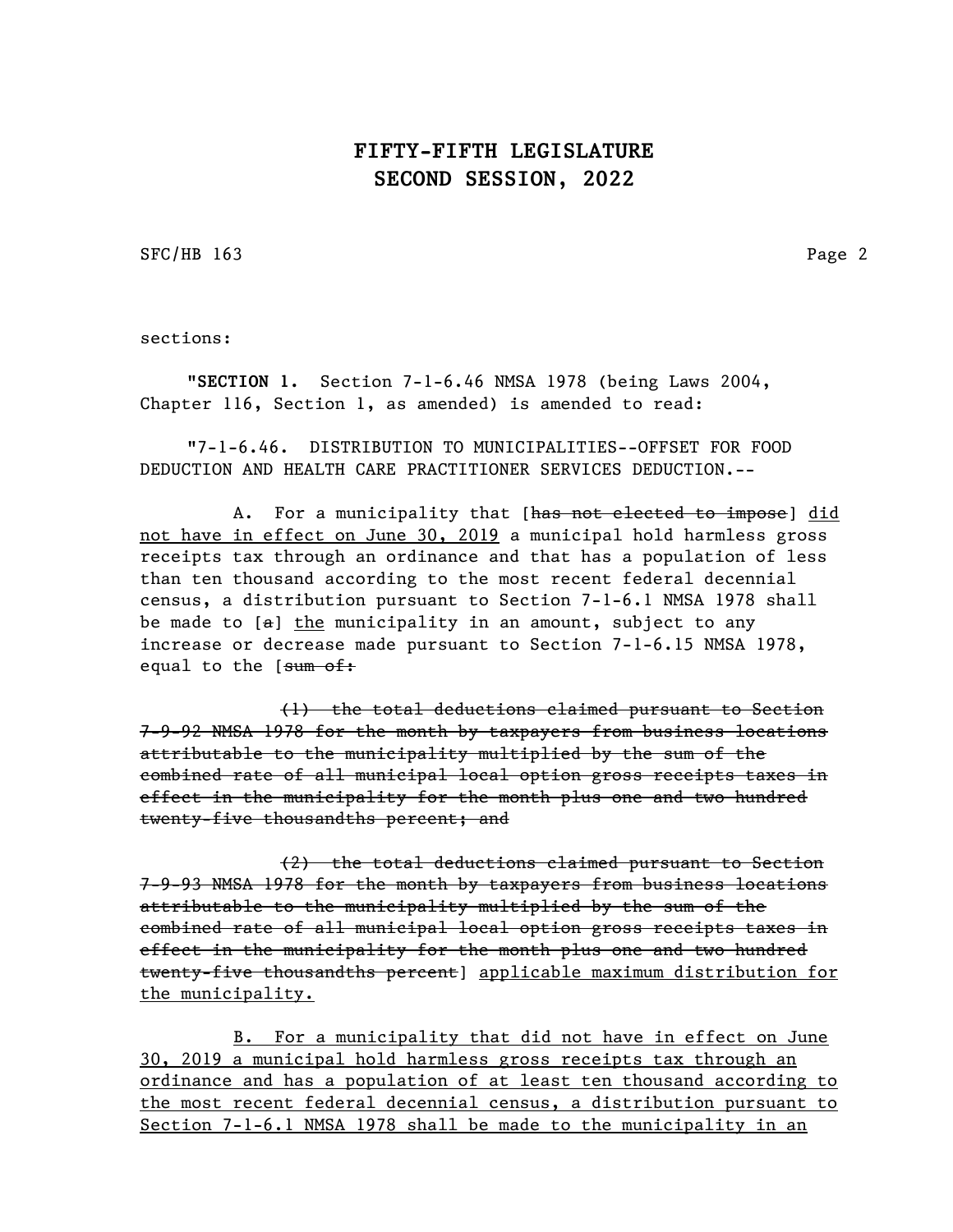sections:

"**SECTION 1.** Section 7-1-6.46 NMSA 1978 (being Laws 2004, Chapter 116, Section 1, as amended) is amended to read:

"7-1-6.46. DISTRIBUTION TO MUNICIPALITIES--OFFSET FOR FOOD DEDUCTION AND HEALTH CARE PRACTITIONER SERVICES DEDUCTION.--

A. For a municipality that [~~has not elected to impose~~] <u>did not have in effect on June 30, 2019</u> a municipal hold harmless gross receipts tax through an ordinance and that has a population of less than ten thousand according to the most recent federal decennial census, a distribution pursuant to Section 7-1-6.1 NMSA 1978 shall be made to [~~a~~] <u>the</u> municipality in an amount, subject to any increase or decrease made pursuant to Section 7-1-6.15 NMSA 1978, equal to the [~~sum of:~~

~~(1) the total deductions claimed pursuant to Section 7-9-92 NMSA 1978 for the month by taxpayers from business locations attributable to the municipality multiplied by the sum of the combined rate of all municipal local option gross receipts taxes in effect in the municipality for the month plus one and two hundred twenty-five thousandths percent; and~~

~~(2) the total deductions claimed pursuant to Section 7-9-93 NMSA 1978 for the month by taxpayers from business locations attributable to the municipality multiplied by the sum of the combined rate of all municipal local option gross receipts taxes in effect in the municipality for the month plus one and two hundred twenty-five thousandths percent~~] <u>applicable maximum distribution for the municipality.</u>

<u>B. For a municipality that did not have in effect on June 30, 2019 a municipal hold harmless gross receipts tax through an ordinance and has a population of at least ten thousand according to the most recent federal decennial census, a distribution pursuant to Section 7-1-6.1 NMSA 1978 shall be made to the municipality in an</u>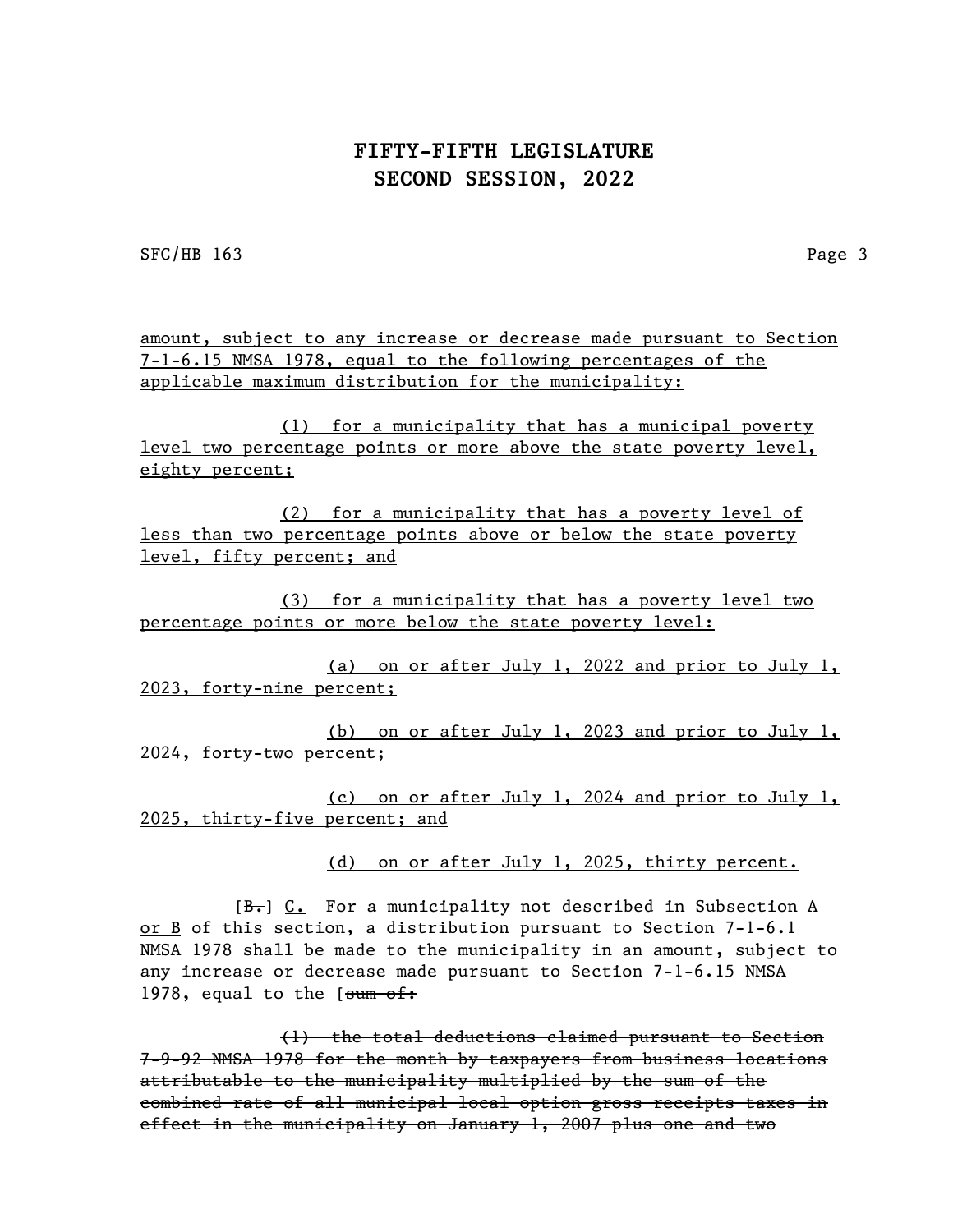amount, subject to any increase or decrease made pursuant to Section 7-1-6.15 NMSA 1978, equal to the following percentages of the applicable maximum distribution for the municipality:

(1) for a municipality that has a municipal poverty level two percentage points or more above the state poverty level, eighty percent;

(2) for a municipality that has a poverty level of less than two percentage points above or below the state poverty level, fifty percent; and

(3) for a municipality that has a poverty level two percentage points or more below the state poverty level:

(a) on or after July 1, 2022 and prior to July 1, 2023, forty-nine percent;

(b) on or after July 1, 2023 and prior to July 1, 2024, forty-two percent;

(c) on or after July 1, 2024 and prior to July 1, 2025, thirty-five percent; and

(d) on or after July 1, 2025, thirty percent.

[~~B.~~] C. For a municipality not described in Subsection A or B of this section, a distribution pursuant to Section 7-1-6.1 NMSA 1978 shall be made to the municipality in an amount, subject to any increase or decrease made pursuant to Section 7-1-6.15 NMSA 1978, equal to the [~~sum of:~~

~~(1) the total deductions claimed pursuant to Section 7-9-92 NMSA 1978 for the month by taxpayers from business locations attributable to the municipality multiplied by the sum of the combined rate of all municipal local option gross receipts taxes in effect in the municipality on January 1, 2007 plus one and two~~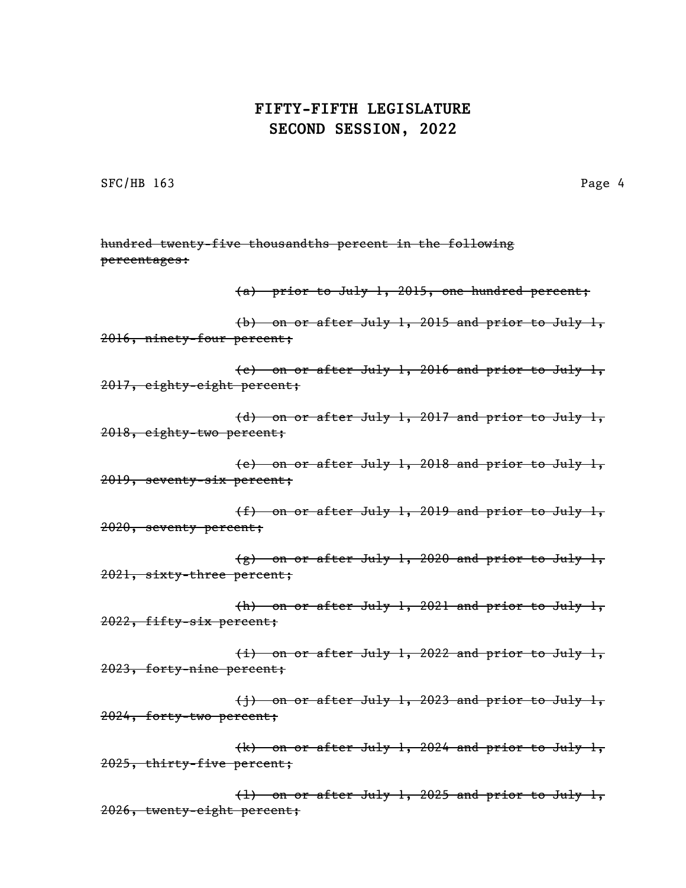~~hundred twenty-five thousandths percent in the following percentages:~~

~~(a) prior to July 1, 2015, one hundred percent;~~

~~(b) on or after July 1, 2015 and prior to July 1, 2016, ninety-four percent;~~

~~(c) on or after July 1, 2016 and prior to July 1, 2017, eighty-eight percent;~~

~~(d) on or after July 1, 2017 and prior to July 1, 2018, eighty-two percent;~~

~~(e) on or after July 1, 2018 and prior to July 1, 2019, seventy-six percent;~~

~~(f) on or after July 1, 2019 and prior to July 1, 2020, seventy percent;~~

~~(g) on or after July 1, 2020 and prior to July 1, 2021, sixty-three percent;~~

~~(h) on or after July 1, 2021 and prior to July 1, 2022, fifty-six percent;~~

~~(i) on or after July 1, 2022 and prior to July 1, 2023, forty-nine percent;~~

~~(j) on or after July 1, 2023 and prior to July 1, 2024, forty-two percent;~~

~~(k) on or after July 1, 2024 and prior to July 1, 2025, thirty-five percent;~~

~~(l) on or after July 1, 2025 and prior to July 1, 2026, twenty-eight percent;~~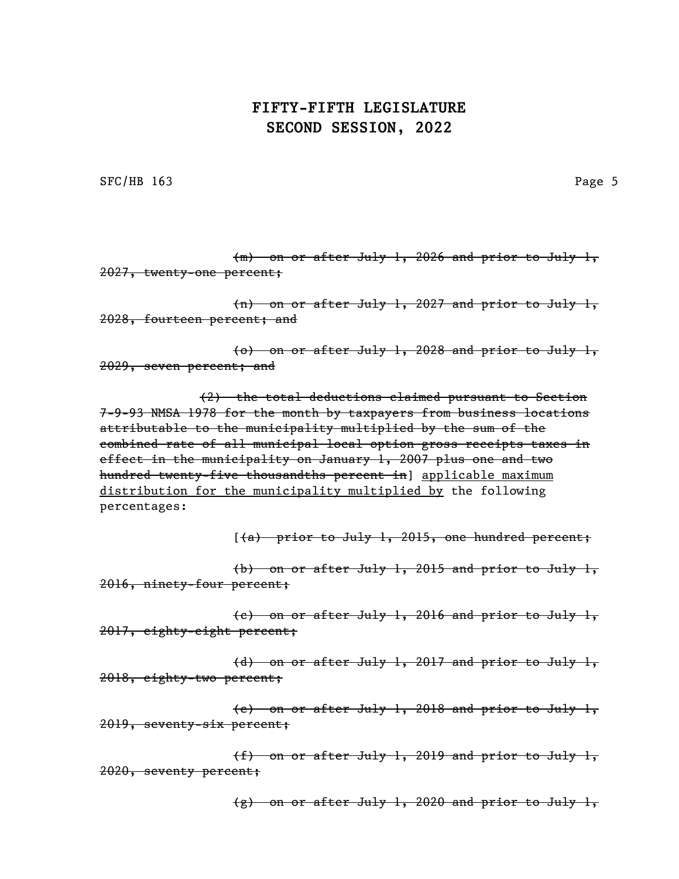~~(m) on or after July 1, 2026 and prior to July 1, 2027, twenty-one percent;~~

~~(n) on or after July 1, 2027 and prior to July 1, 2028, fourteen percent; and~~

~~(o) on or after July 1, 2028 and prior to July 1, 2029, seven percent; and~~

~~(2) the total deductions claimed pursuant to Section 7-9-93 NMSA 1978 for the month by taxpayers from business locations attributable to the municipality multiplied by the sum of the combined rate of all municipal local option gross receipts taxes in effect in the municipality on January 1, 2007 plus one and two hundred twenty-five thousandths percent in~~] <u>applicable maximum distribution for the municipality multiplied by</u> the following percentages:

[~~(a) prior to July 1, 2015, one hundred percent;~~

~~(b) on or after July 1, 2015 and prior to July 1, 2016, ninety-four percent;~~

~~(c) on or after July 1, 2016 and prior to July 1, 2017, eighty-eight percent;~~

~~(d) on or after July 1, 2017 and prior to July 1, 2018, eighty-two percent;~~

~~(e) on or after July 1, 2018 and prior to July 1, 2019, seventy-six percent;~~

~~(f) on or after July 1, 2019 and prior to July 1, 2020, seventy percent;~~

~~(g) on or after July 1, 2020 and prior to July 1,~~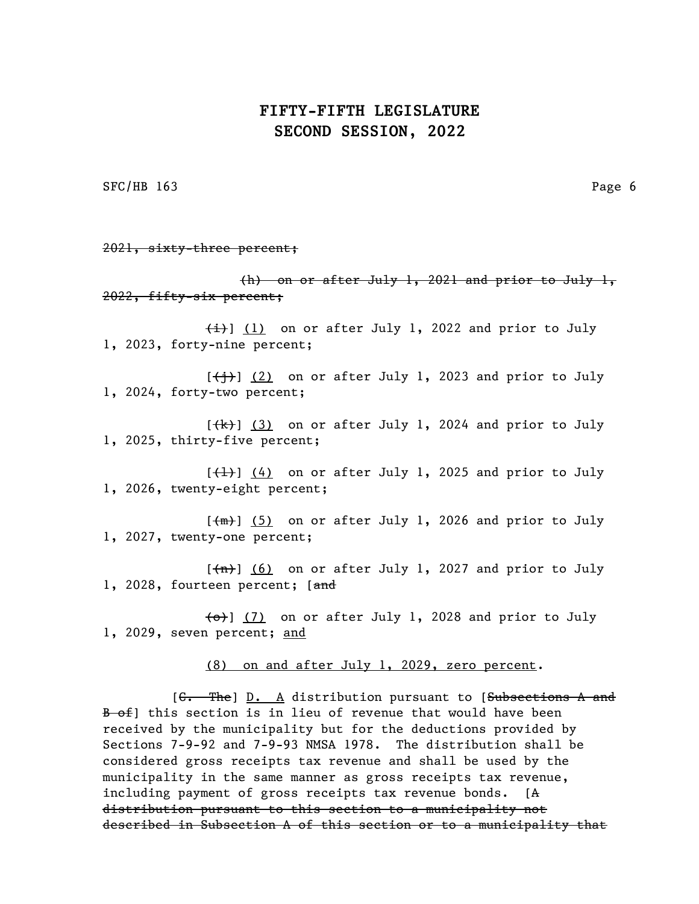~~2021, sixty-three percent;~~

~~(h) on or after July 1, 2021 and prior to July 1, 2022, fifty-six percent;~~

~~(i)~~] <u>(1)</u> on or after July 1, 2022 and prior to July 1, 2023, forty-nine percent;

[~~(j)~~] <u>(2)</u> on or after July 1, 2023 and prior to July 1, 2024, forty-two percent;

[~~(k)~~] <u>(3)</u> on or after July 1, 2024 and prior to July 1, 2025, thirty-five percent;

[~~(l)~~] <u>(4)</u> on or after July 1, 2025 and prior to July 1, 2026, twenty-eight percent;

[~~(m)~~] <u>(5)</u> on or after July 1, 2026 and prior to July 1, 2027, twenty-one percent;

[~~(n)~~] <u>(6)</u> on or after July 1, 2027 and prior to July 1, 2028, fourteen percent; [~~and~~

~~(o)~~] <u>(7)</u> on or after July 1, 2028 and prior to July 1, 2029, seven percent; <u>and</u>

<u>(8) on and after July 1, 2029, zero percent</u>.

[~~C. The~~] <u>D. A</u> distribution pursuant to [~~Subsections A and B of~~] this section is in lieu of revenue that would have been received by the municipality but for the deductions provided by Sections 7-9-92 and 7-9-93 NMSA 1978. The distribution shall be considered gross receipts tax revenue and shall be used by the municipality in the same manner as gross receipts tax revenue, including payment of gross receipts tax revenue bonds. [~~A distribution pursuant to this section to a municipality not described in Subsection A of this section or to a municipality that~~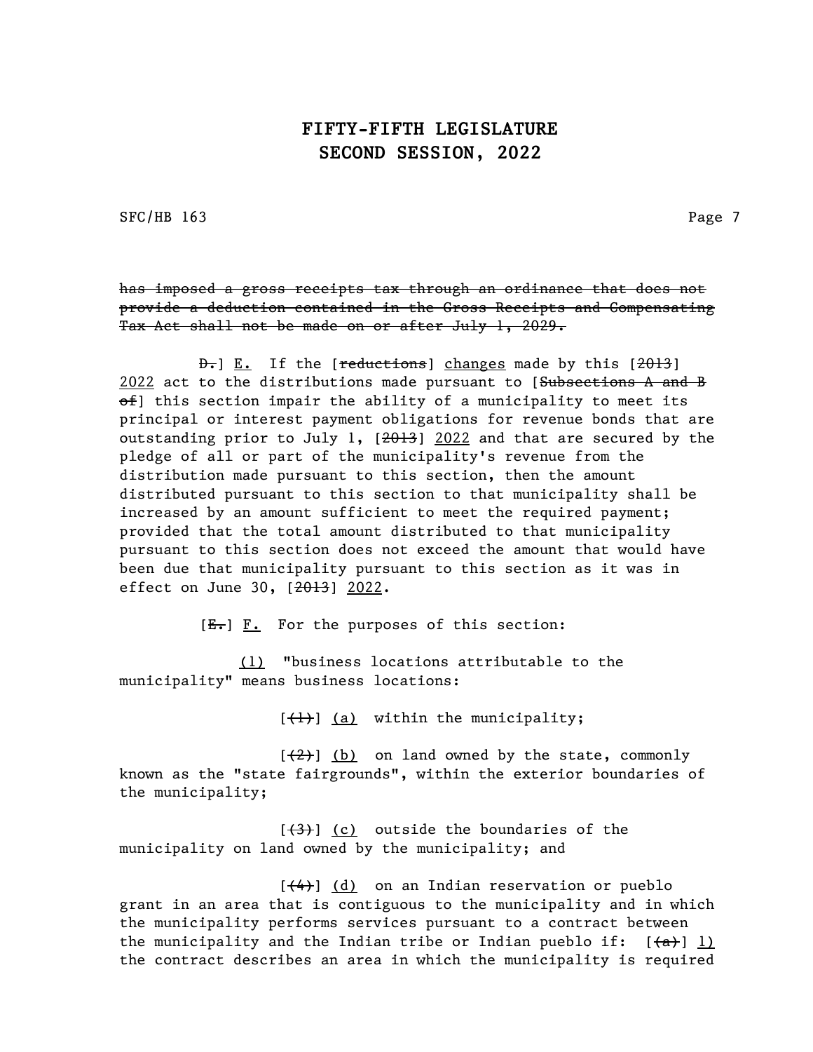~~has imposed a gross receipts tax through an ordinance that does not provide a deduction contained in the Gross Receipts and Compensating Tax Act shall not be made on or after July 1, 2029.~~

~~D.~~] E. If the [~~reductions~~] changes made by this [~~2013~~] 2022 act to the distributions made pursuant to [~~Subsections A and B of~~] this section impair the ability of a municipality to meet its principal or interest payment obligations for revenue bonds that are outstanding prior to July 1, [~~2013~~] 2022 and that are secured by the pledge of all or part of the municipality's revenue from the distribution made pursuant to this section, then the amount distributed pursuant to this section to that municipality shall be increased by an amount sufficient to meet the required payment; provided that the total amount distributed to that municipality pursuant to this section does not exceed the amount that would have been due that municipality pursuant to this section as it was in effect on June 30, [~~2013~~] 2022.

[~~E.~~] F. For the purposes of this section:

(1) "business locations attributable to the municipality" means business locations:

[~~(1)~~] (a) within the municipality;

[~~(2)~~] (b) on land owned by the state, commonly known as the "state fairgrounds", within the exterior boundaries of the municipality;

[~~(3)~~] (c) outside the boundaries of the municipality on land owned by the municipality; and

[~~(4)~~] (d) on an Indian reservation or pueblo grant in an area that is contiguous to the municipality and in which the municipality performs services pursuant to a contract between the municipality and the Indian tribe or Indian pueblo if: [~~(a)~~] 1) the contract describes an area in which the municipality is required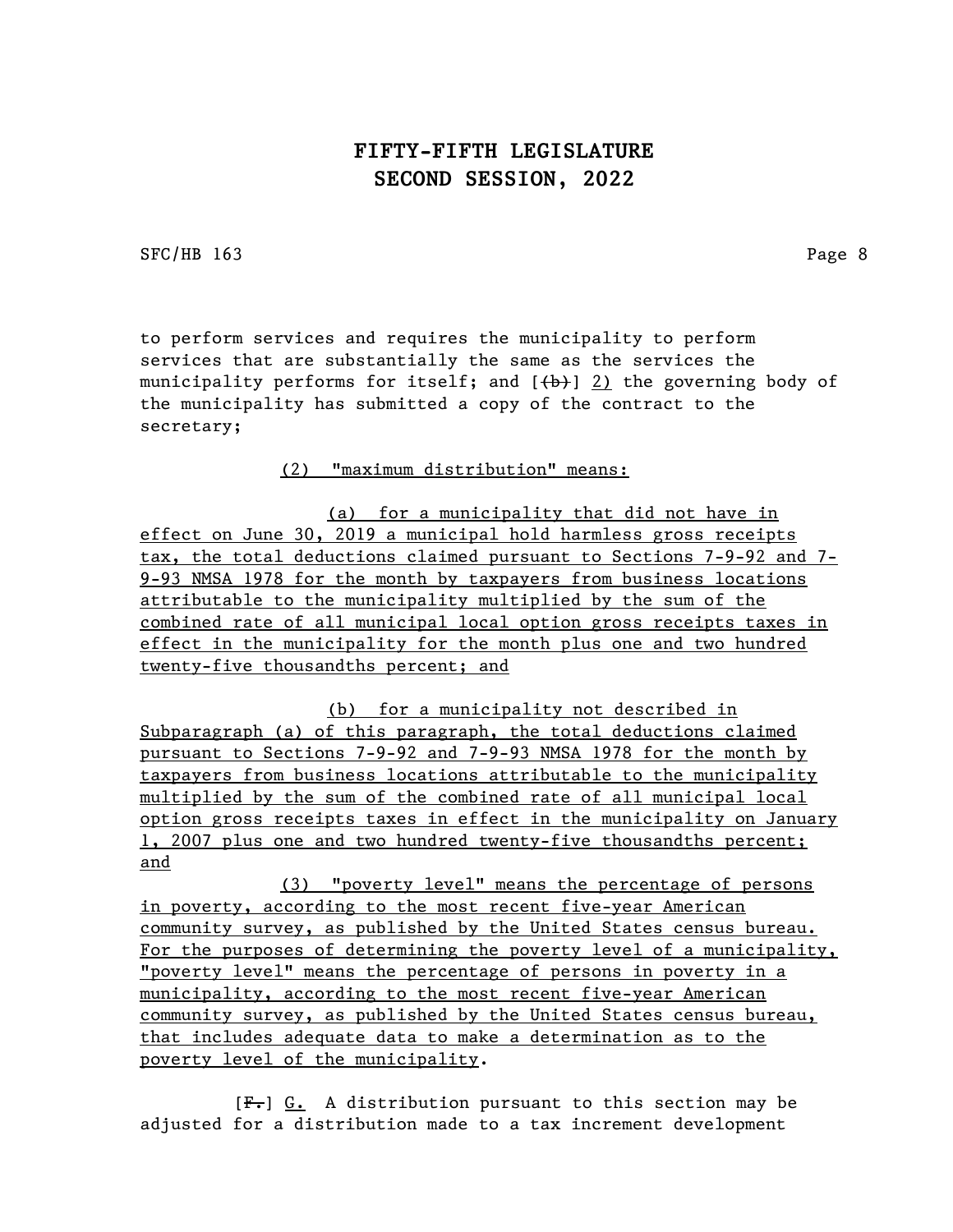to perform services and requires the municipality to perform services that are substantially the same as the services the municipality performs for itself; and [~~(b)~~] 2) the governing body of the municipality has submitted a copy of the contract to the secretary;

(2) "maximum distribution" means:

(a) for a municipality that did not have in effect on June 30, 2019 a municipal hold harmless gross receipts tax, the total deductions claimed pursuant to Sections 7-9-92 and 7-9-93 NMSA 1978 for the month by taxpayers from business locations attributable to the municipality multiplied by the sum of the combined rate of all municipal local option gross receipts taxes in effect in the municipality for the month plus one and two hundred twenty-five thousandths percent; and

(b) for a municipality not described in Subparagraph (a) of this paragraph, the total deductions claimed pursuant to Sections 7-9-92 and 7-9-93 NMSA 1978 for the month by taxpayers from business locations attributable to the municipality multiplied by the sum of the combined rate of all municipal local option gross receipts taxes in effect in the municipality on January 1, 2007 plus one and two hundred twenty-five thousandths percent; and

(3) "poverty level" means the percentage of persons in poverty, according to the most recent five-year American community survey, as published by the United States census bureau. For the purposes of determining the poverty level of a municipality, "poverty level" means the percentage of persons in poverty in a municipality, according to the most recent five-year American community survey, as published by the United States census bureau, that includes adequate data to make a determination as to the poverty level of the municipality.

[~~F.~~] G. A distribution pursuant to this section may be adjusted for a distribution made to a tax increment development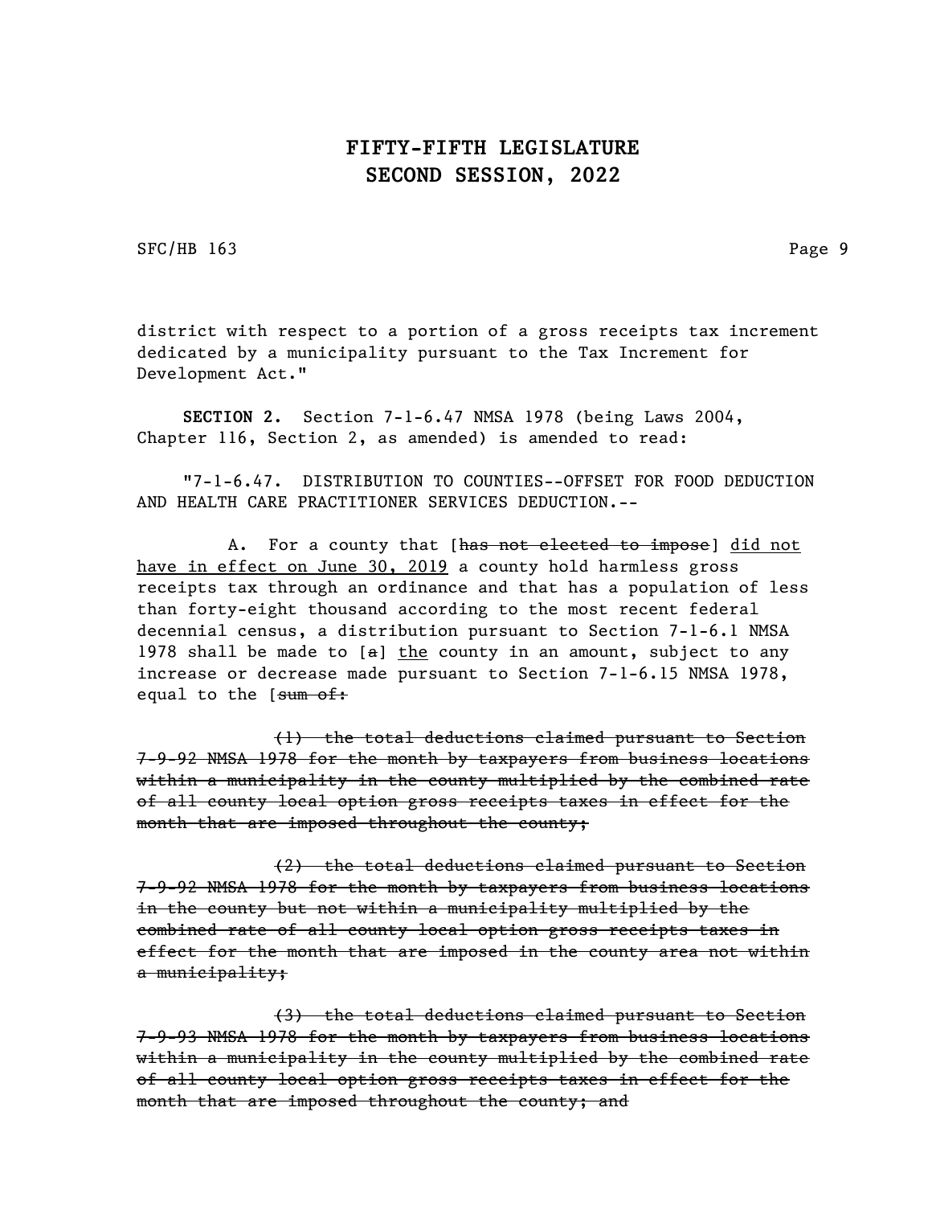district with respect to a portion of a gross receipts tax increment dedicated by a municipality pursuant to the Tax Increment for Development Act."

**SECTION 2.** Section 7-1-6.47 NMSA 1978 (being Laws 2004, Chapter 116, Section 2, as amended) is amended to read:

"7-1-6.47. DISTRIBUTION TO COUNTIES--OFFSET FOR FOOD DEDUCTION AND HEALTH CARE PRACTITIONER SERVICES DEDUCTION.--

A. For a county that [~~has not elected to impose~~] <u>did not have in effect on June 30, 2019</u> a county hold harmless gross receipts tax through an ordinance and that has a population of less than forty-eight thousand according to the most recent federal decennial census, a distribution pursuant to Section 7-1-6.1 NMSA 1978 shall be made to [~~a~~] <u>the</u> county in an amount, subject to any increase or decrease made pursuant to Section 7-1-6.15 NMSA 1978, equal to the [~~sum of:~~

~~(1) the total deductions claimed pursuant to Section 7-9-92 NMSA 1978 for the month by taxpayers from business locations within a municipality in the county multiplied by the combined rate of all county local option gross receipts taxes in effect for the month that are imposed throughout the county;~~

~~(2) the total deductions claimed pursuant to Section 7-9-92 NMSA 1978 for the month by taxpayers from business locations in the county but not within a municipality multiplied by the combined rate of all county local option gross receipts taxes in effect for the month that are imposed in the county area not within a municipality;~~

~~(3) the total deductions claimed pursuant to Section 7-9-93 NMSA 1978 for the month by taxpayers from business locations within a municipality in the county multiplied by the combined rate of all county local option gross receipts taxes in effect for the month that are imposed throughout the county; and~~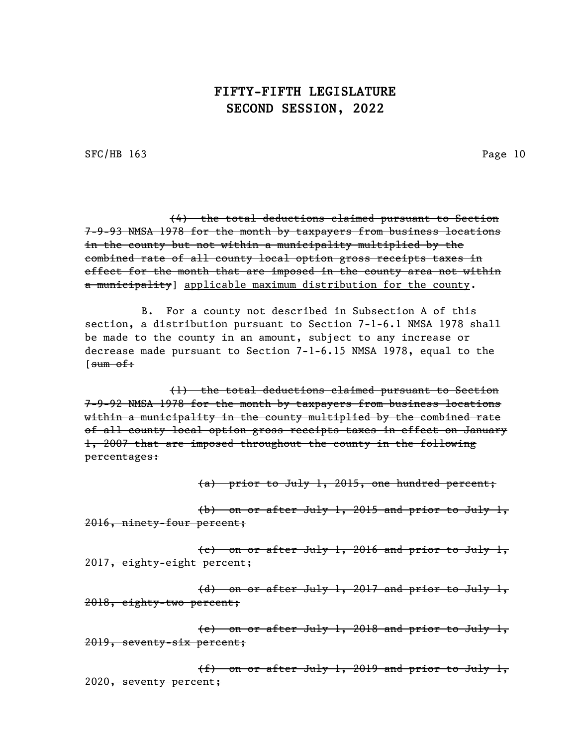~~(4) the total deductions claimed pursuant to Section 7-9-93 NMSA 1978 for the month by taxpayers from business locations in the county but not within a municipality multiplied by the combined rate of all county local option gross receipts taxes in effect for the month that are imposed in the county area not within a municipality~~] <u>applicable maximum distribution for the county</u>.

B. For a county not described in Subsection A of this section, a distribution pursuant to Section 7-1-6.1 NMSA 1978 shall be made to the county in an amount, subject to any increase or decrease made pursuant to Section 7-1-6.15 NMSA 1978, equal to the [~~sum of:~~

~~(1) the total deductions claimed pursuant to Section 7-9-92 NMSA 1978 for the month by taxpayers from business locations within a municipality in the county multiplied by the combined rate of all county local option gross receipts taxes in effect on January 1, 2007 that are imposed throughout the county in the following percentages:~~

~~(a) prior to July 1, 2015, one hundred percent;~~

~~(b) on or after July 1, 2015 and prior to July 1, 2016, ninety-four percent;~~

~~(c) on or after July 1, 2016 and prior to July 1, 2017, eighty-eight percent;~~

~~(d) on or after July 1, 2017 and prior to July 1, 2018, eighty-two percent;~~

~~(e) on or after July 1, 2018 and prior to July 1, 2019, seventy-six percent;~~

~~(f) on or after July 1, 2019 and prior to July 1, 2020, seventy percent;~~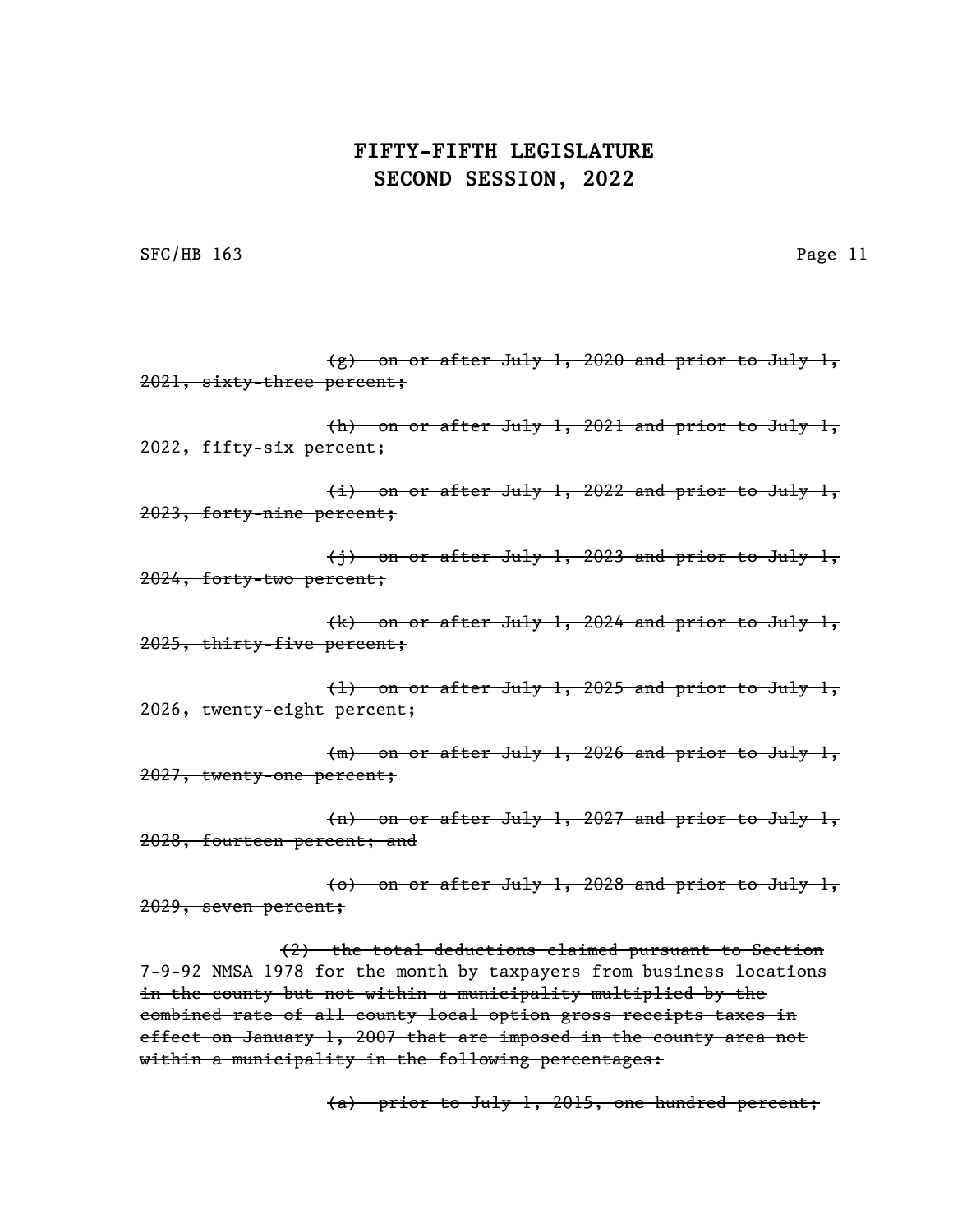~~(g) on or after July 1, 2020 and prior to July 1, 2021, sixty-three percent;~~

~~(h) on or after July 1, 2021 and prior to July 1, 2022, fifty-six percent;~~

~~(i) on or after July 1, 2022 and prior to July 1, 2023, forty-nine percent;~~

~~(j) on or after July 1, 2023 and prior to July 1, 2024, forty-two percent;~~

~~(k) on or after July 1, 2024 and prior to July 1, 2025, thirty-five percent;~~

~~(l) on or after July 1, 2025 and prior to July 1, 2026, twenty-eight percent;~~

~~(m) on or after July 1, 2026 and prior to July 1, 2027, twenty-one percent;~~

~~(n) on or after July 1, 2027 and prior to July 1, 2028, fourteen percent; and~~

~~(o) on or after July 1, 2028 and prior to July 1, 2029, seven percent;~~

~~(2) the total deductions claimed pursuant to Section 7-9-92 NMSA 1978 for the month by taxpayers from business locations in the county but not within a municipality multiplied by the combined rate of all county local option gross receipts taxes in effect on January 1, 2007 that are imposed in the county area not within a municipality in the following percentages:~~

~~(a) prior to July 1, 2015, one hundred percent;~~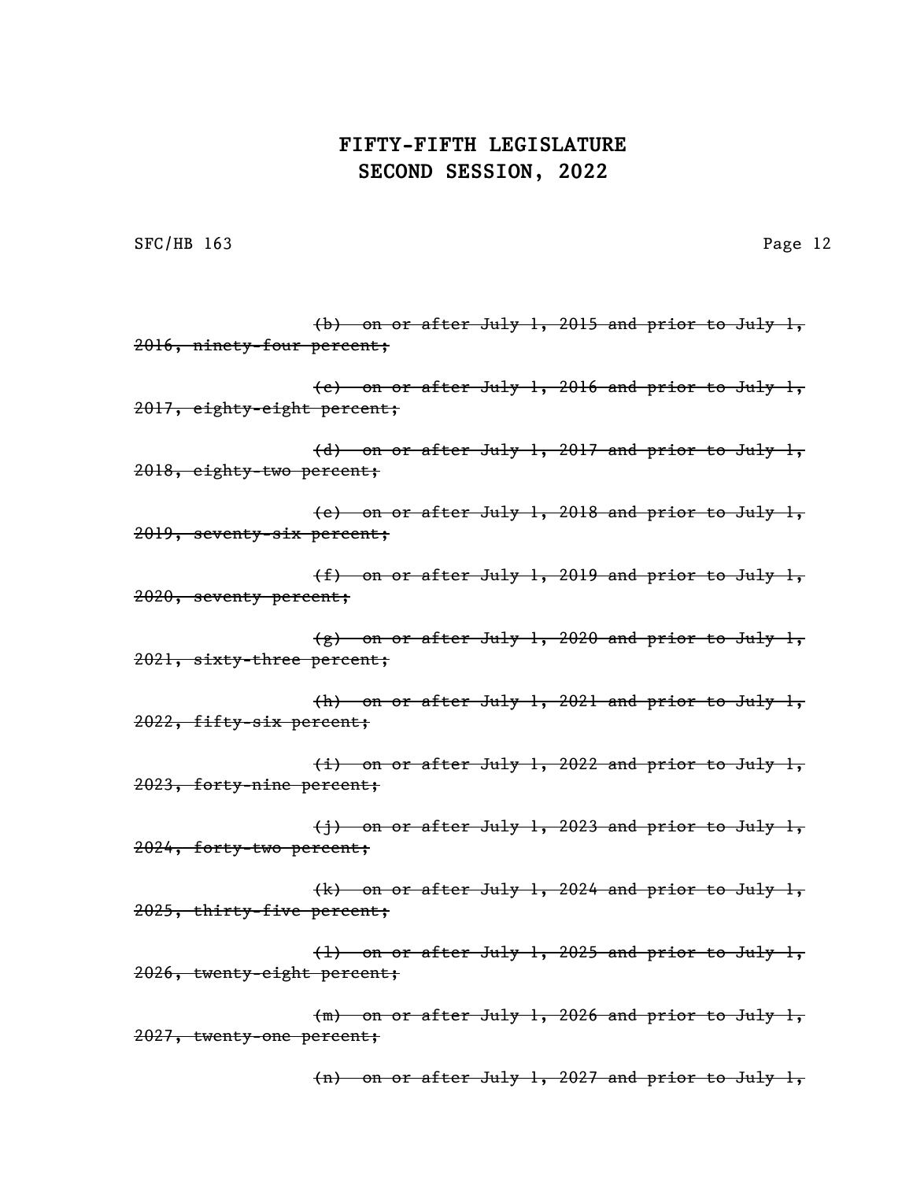~~(b) on or after July 1, 2015 and prior to July 1, 2016, ninety-four percent;~~

~~(c) on or after July 1, 2016 and prior to July 1, 2017, eighty-eight percent;~~

~~(d) on or after July 1, 2017 and prior to July 1, 2018, eighty-two percent;~~

~~(e) on or after July 1, 2018 and prior to July 1, 2019, seventy-six percent;~~

~~(f) on or after July 1, 2019 and prior to July 1, 2020, seventy percent;~~

~~(g) on or after July 1, 2020 and prior to July 1, 2021, sixty-three percent;~~

~~(h) on or after July 1, 2021 and prior to July 1, 2022, fifty-six percent;~~

~~(i) on or after July 1, 2022 and prior to July 1, 2023, forty-nine percent;~~

~~(j) on or after July 1, 2023 and prior to July 1, 2024, forty-two percent;~~

~~(k) on or after July 1, 2024 and prior to July 1, 2025, thirty-five percent;~~

~~(l) on or after July 1, 2025 and prior to July 1, 2026, twenty-eight percent;~~

~~(m) on or after July 1, 2026 and prior to July 1, 2027, twenty-one percent;~~

~~(n) on or after July 1, 2027 and prior to July 1,~~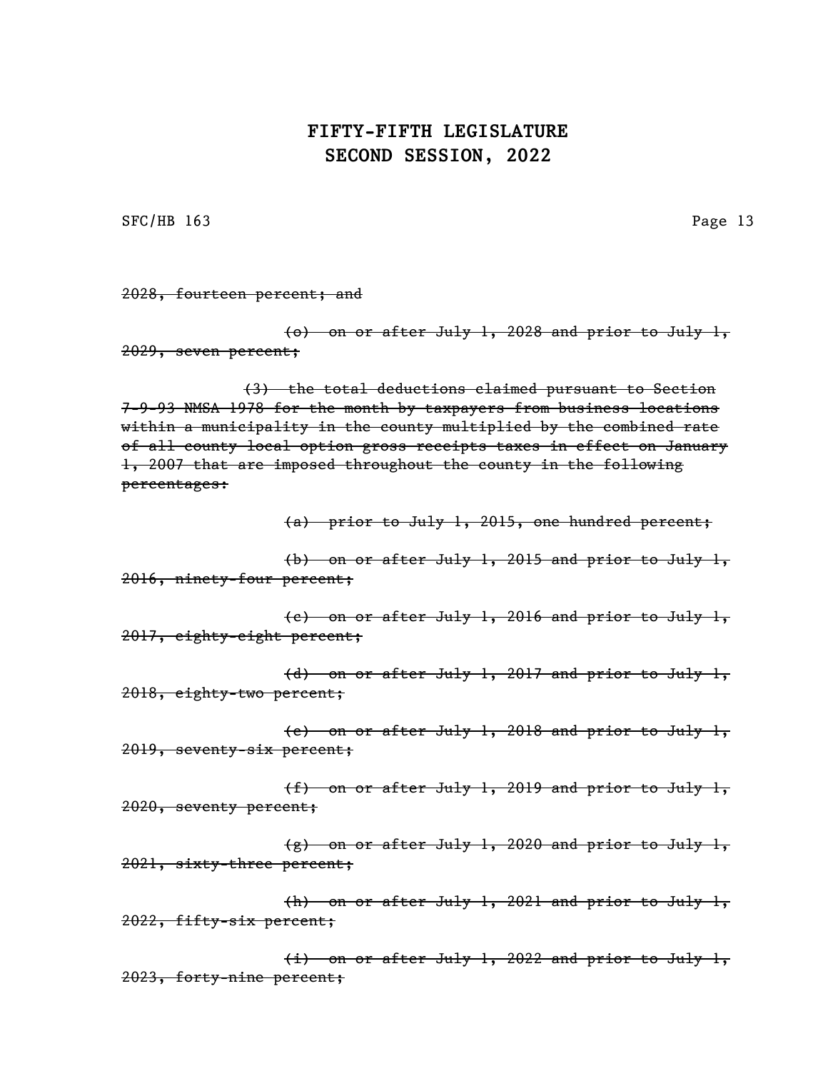~~2028, fourteen percent; and~~

~~(o) on or after July 1, 2028 and prior to July 1, 2029, seven percent;~~

~~(3) the total deductions claimed pursuant to Section 7-9-93 NMSA 1978 for the month by taxpayers from business locations within a municipality in the county multiplied by the combined rate of all county local option gross receipts taxes in effect on January 1, 2007 that are imposed throughout the county in the following percentages:~~

~~(a) prior to July 1, 2015, one hundred percent;~~

~~(b) on or after July 1, 2015 and prior to July 1, 2016, ninety-four percent;~~

~~(c) on or after July 1, 2016 and prior to July 1, 2017, eighty-eight percent;~~

~~(d) on or after July 1, 2017 and prior to July 1, 2018, eighty-two percent;~~

~~(e) on or after July 1, 2018 and prior to July 1, 2019, seventy-six percent;~~

~~(f) on or after July 1, 2019 and prior to July 1, 2020, seventy percent;~~

~~(g) on or after July 1, 2020 and prior to July 1, 2021, sixty-three percent;~~

~~(h) on or after July 1, 2021 and prior to July 1, 2022, fifty-six percent;~~

~~(i) on or after July 1, 2022 and prior to July 1, 2023, forty-nine percent;~~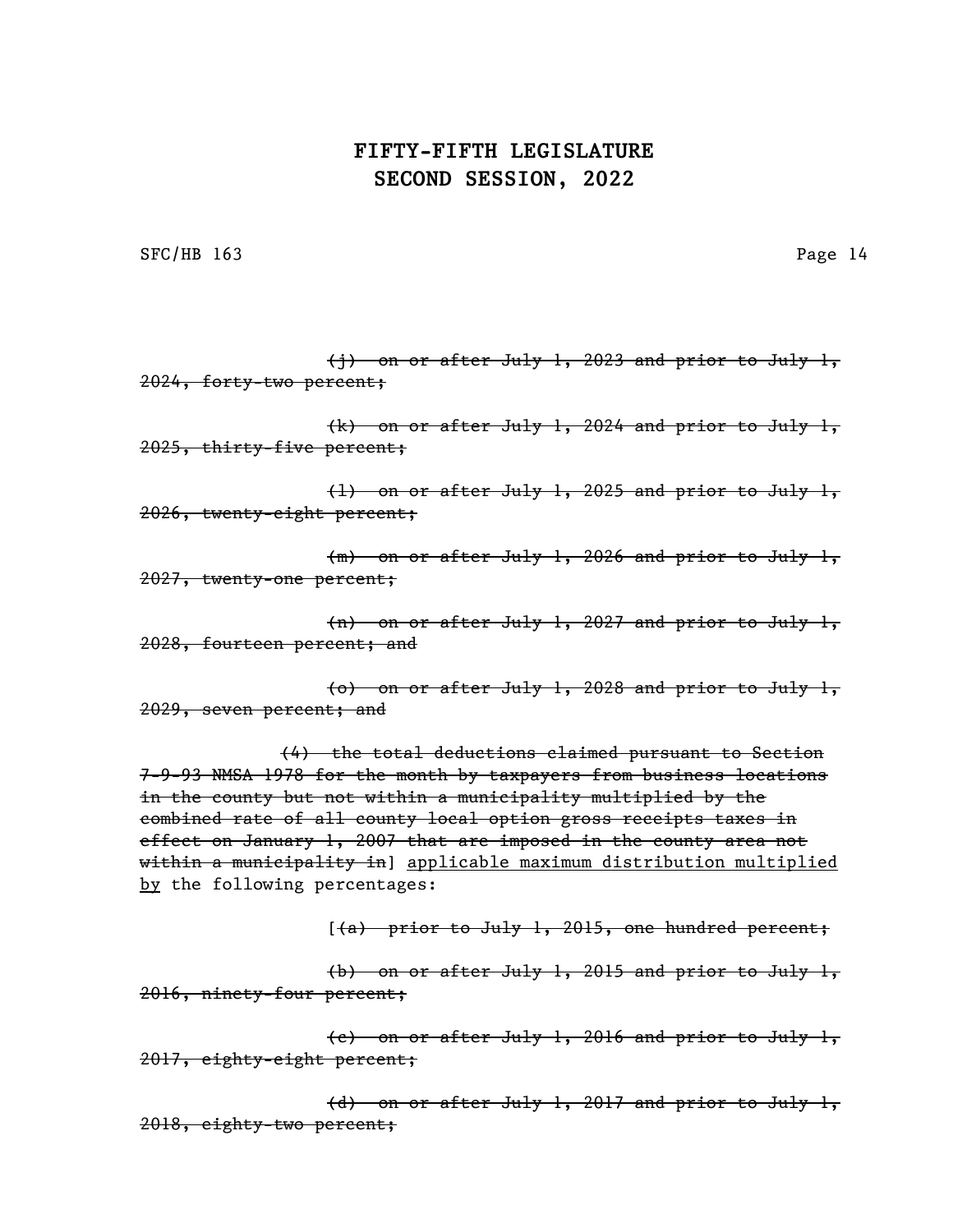~~(j) on or after July 1, 2023 and prior to July 1, 2024, forty-two percent;~~

~~(k) on or after July 1, 2024 and prior to July 1, 2025, thirty-five percent;~~

~~(l) on or after July 1, 2025 and prior to July 1, 2026, twenty-eight percent;~~

~~(m) on or after July 1, 2026 and prior to July 1, 2027, twenty-one percent;~~

~~(n) on or after July 1, 2027 and prior to July 1, 2028, fourteen percent; and~~

~~(o) on or after July 1, 2028 and prior to July 1, 2029, seven percent; and~~

~~(4) the total deductions claimed pursuant to Section 7-9-93 NMSA 1978 for the month by taxpayers from business locations in the county but not within a municipality multiplied by the combined rate of all county local option gross receipts taxes in effect on January 1, 2007 that are imposed in the county area not within a municipality in~~] <u>applicable maximum distribution multiplied by</u> the following percentages:

[~~(a) prior to July 1, 2015, one hundred percent;~~

~~(b) on or after July 1, 2015 and prior to July 1, 2016, ninety-four percent;~~

~~(c) on or after July 1, 2016 and prior to July 1, 2017, eighty-eight percent;~~

~~(d) on or after July 1, 2017 and prior to July 1, 2018, eighty-two percent;~~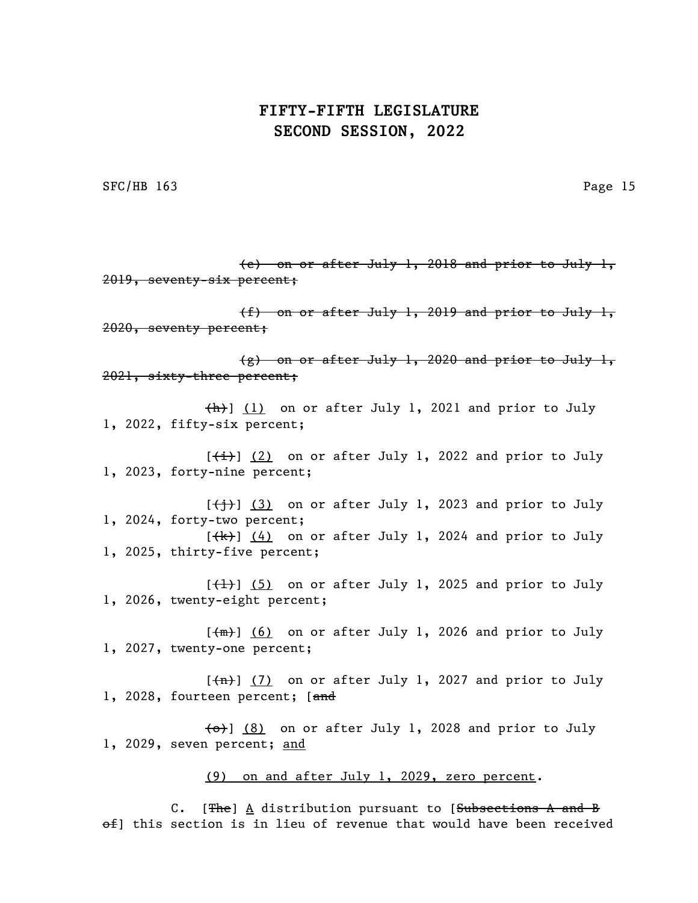~~(e) on or after July 1, 2018 and prior to July 1, 2019, seventy-six percent;~~

~~(f) on or after July 1, 2019 and prior to July 1, 2020, seventy percent;~~

~~(g) on or after July 1, 2020 and prior to July 1, 2021, sixty-three percent;~~

~~(h)~~] <u>(1)</u> on or after July 1, 2021 and prior to July 1, 2022, fifty-six percent;

[~~(i)~~] <u>(2)</u> on or after July 1, 2022 and prior to July 1, 2023, forty-nine percent;

[~~(j)~~] <u>(3)</u> on or after July 1, 2023 and prior to July 1, 2024, forty-two percent;

[~~(k)~~] <u>(4)</u> on or after July 1, 2024 and prior to July 1, 2025, thirty-five percent;

[~~(l)~~] <u>(5)</u> on or after July 1, 2025 and prior to July 1, 2026, twenty-eight percent;

[~~(m)~~] <u>(6)</u> on or after July 1, 2026 and prior to July 1, 2027, twenty-one percent;

[~~(n)~~] <u>(7)</u> on or after July 1, 2027 and prior to July 1, 2028, fourteen percent; [~~and~~

~~(o)~~] <u>(8)</u> on or after July 1, 2028 and prior to July 1, 2029, seven percent; <u>and</u>

<u>(9) on and after July 1, 2029, zero percent</u>.

C. [~~The~~] <u>A</u> distribution pursuant to [~~Subsections A and B of~~] this section is in lieu of revenue that would have been received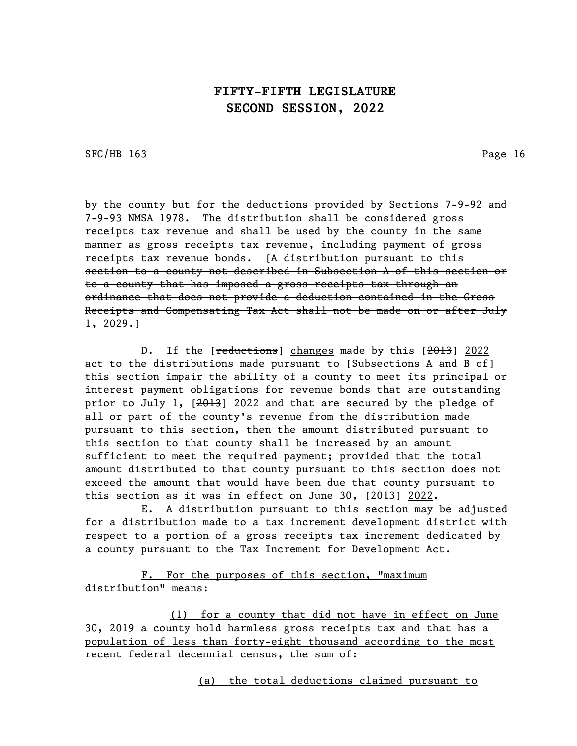by the county but for the deductions provided by Sections 7-9-92 and 7-9-93 NMSA 1978. The distribution shall be considered gross receipts tax revenue and shall be used by the county in the same manner as gross receipts tax revenue, including payment of gross receipts tax revenue bonds. [~~A distribution pursuant to this section to a county not described in Subsection A of this section or to a county that has imposed a gross receipts tax through an ordinance that does not provide a deduction contained in the Gross Receipts and Compensating Tax Act shall not be made on or after July 1, 2029.~~]

D. If the [~~reductions~~] changes made by this [~~2013~~] 2022 act to the distributions made pursuant to [~~Subsections A and B of~~] this section impair the ability of a county to meet its principal or interest payment obligations for revenue bonds that are outstanding prior to July 1, [~~2013~~] 2022 and that are secured by the pledge of all or part of the county's revenue from the distribution made pursuant to this section, then the amount distributed pursuant to this section to that county shall be increased by an amount sufficient to meet the required payment; provided that the total amount distributed to that county pursuant to this section does not exceed the amount that would have been due that county pursuant to this section as it was in effect on June 30, [~~2013~~] 2022.

E. A distribution pursuant to this section may be adjusted for a distribution made to a tax increment development district with respect to a portion of a gross receipts tax increment dedicated by a county pursuant to the Tax Increment for Development Act.

F. For the purposes of this section, "maximum distribution" means:

(1) for a county that did not have in effect on June 30, 2019 a county hold harmless gross receipts tax and that has a population of less than forty-eight thousand according to the most recent federal decennial census, the sum of:

(a) the total deductions claimed pursuant to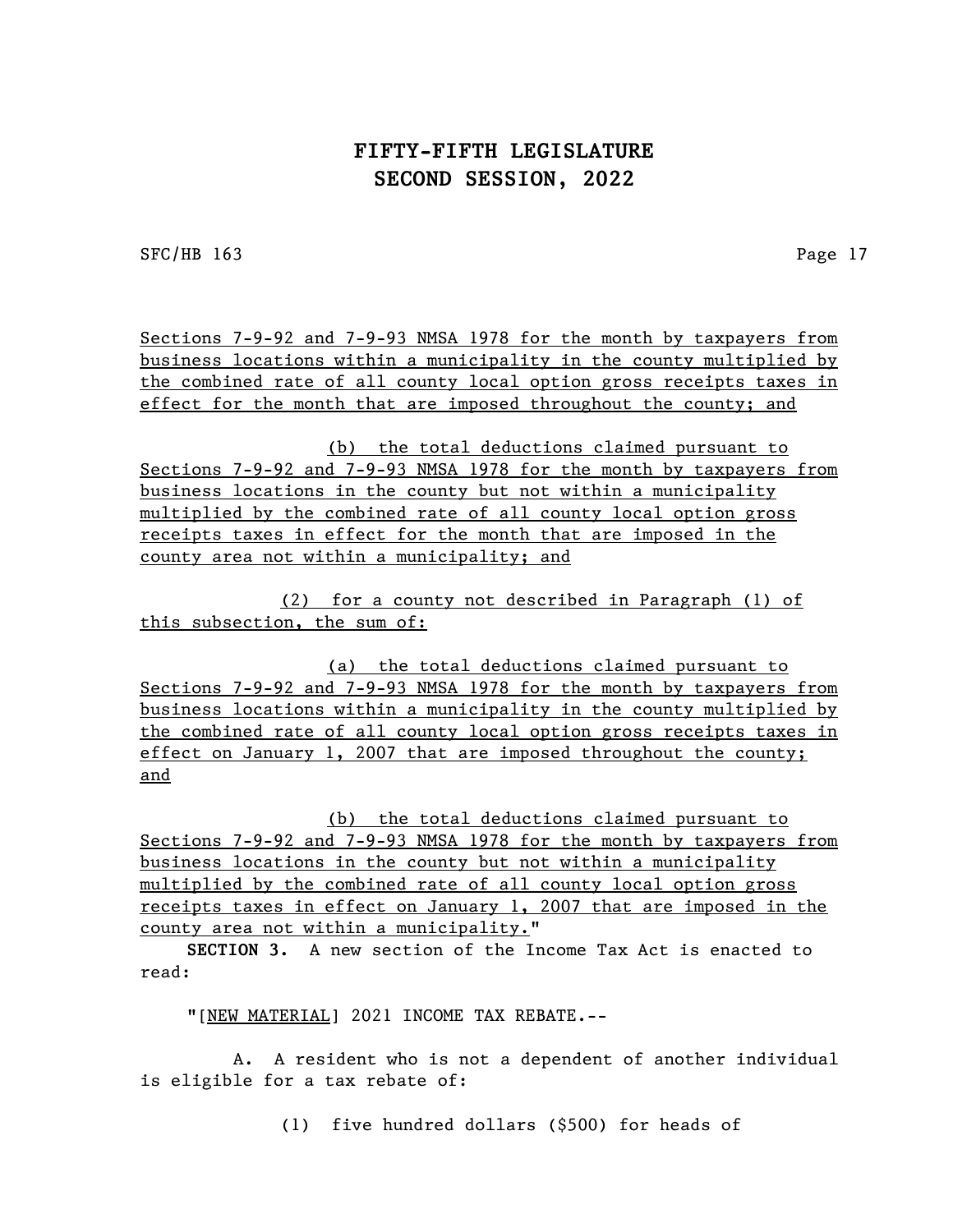Sections 7-9-92 and 7-9-93 NMSA 1978 for the month by taxpayers from business locations within a municipality in the county multiplied by the combined rate of all county local option gross receipts taxes in effect for the month that are imposed throughout the county; and

(b) the total deductions claimed pursuant to Sections 7-9-92 and 7-9-93 NMSA 1978 for the month by taxpayers from business locations in the county but not within a municipality multiplied by the combined rate of all county local option gross receipts taxes in effect for the month that are imposed in the county area not within a municipality; and

(2) for a county not described in Paragraph (1) of this subsection, the sum of:

(a) the total deductions claimed pursuant to Sections 7-9-92 and 7-9-93 NMSA 1978 for the month by taxpayers from business locations within a municipality in the county multiplied by the combined rate of all county local option gross receipts taxes in effect on January 1, 2007 that are imposed throughout the county; and

(b) the total deductions claimed pursuant to Sections 7-9-92 and 7-9-93 NMSA 1978 for the month by taxpayers from business locations in the county but not within a municipality multiplied by the combined rate of all county local option gross receipts taxes in effect on January 1, 2007 that are imposed in the county area not within a municipality."

**SECTION 3.** A new section of the Income Tax Act is enacted to read:

"[NEW MATERIAL] 2021 INCOME TAX REBATE.--

A. A resident who is not a dependent of another individual is eligible for a tax rebate of:

(1) five hundred dollars ($500) for heads of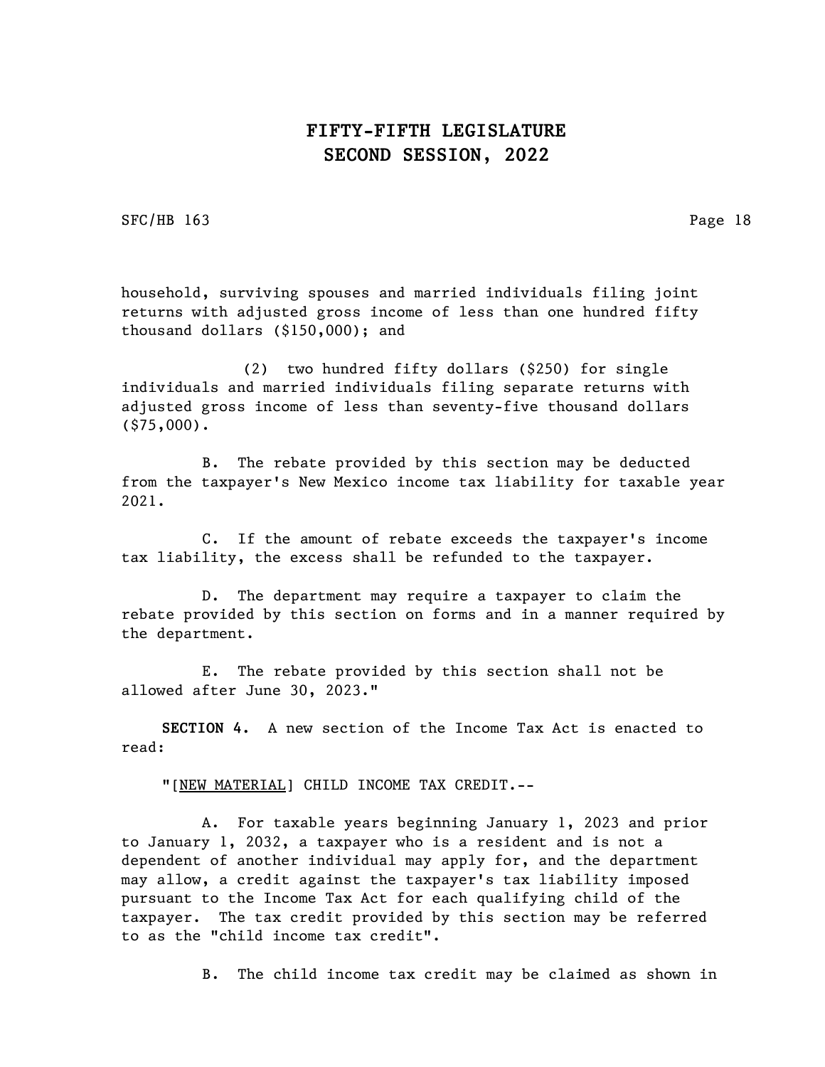household, surviving spouses and married individuals filing joint returns with adjusted gross income of less than one hundred fifty thousand dollars ($150,000); and

(2) two hundred fifty dollars ($250) for single individuals and married individuals filing separate returns with adjusted gross income of less than seventy-five thousand dollars ($75,000).

B. The rebate provided by this section may be deducted from the taxpayer's New Mexico income tax liability for taxable year 2021.

C. If the amount of rebate exceeds the taxpayer's income tax liability, the excess shall be refunded to the taxpayer.

D. The department may require a taxpayer to claim the rebate provided by this section on forms and in a manner required by the department.

E. The rebate provided by this section shall not be allowed after June 30, 2023."

**SECTION 4.** A new section of the Income Tax Act is enacted to read:

"[NEW MATERIAL] CHILD INCOME TAX CREDIT.--

A. For taxable years beginning January 1, 2023 and prior to January 1, 2032, a taxpayer who is a resident and is not a dependent of another individual may apply for, and the department may allow, a credit against the taxpayer's tax liability imposed pursuant to the Income Tax Act for each qualifying child of the taxpayer. The tax credit provided by this section may be referred to as the "child income tax credit".

B. The child income tax credit may be claimed as shown in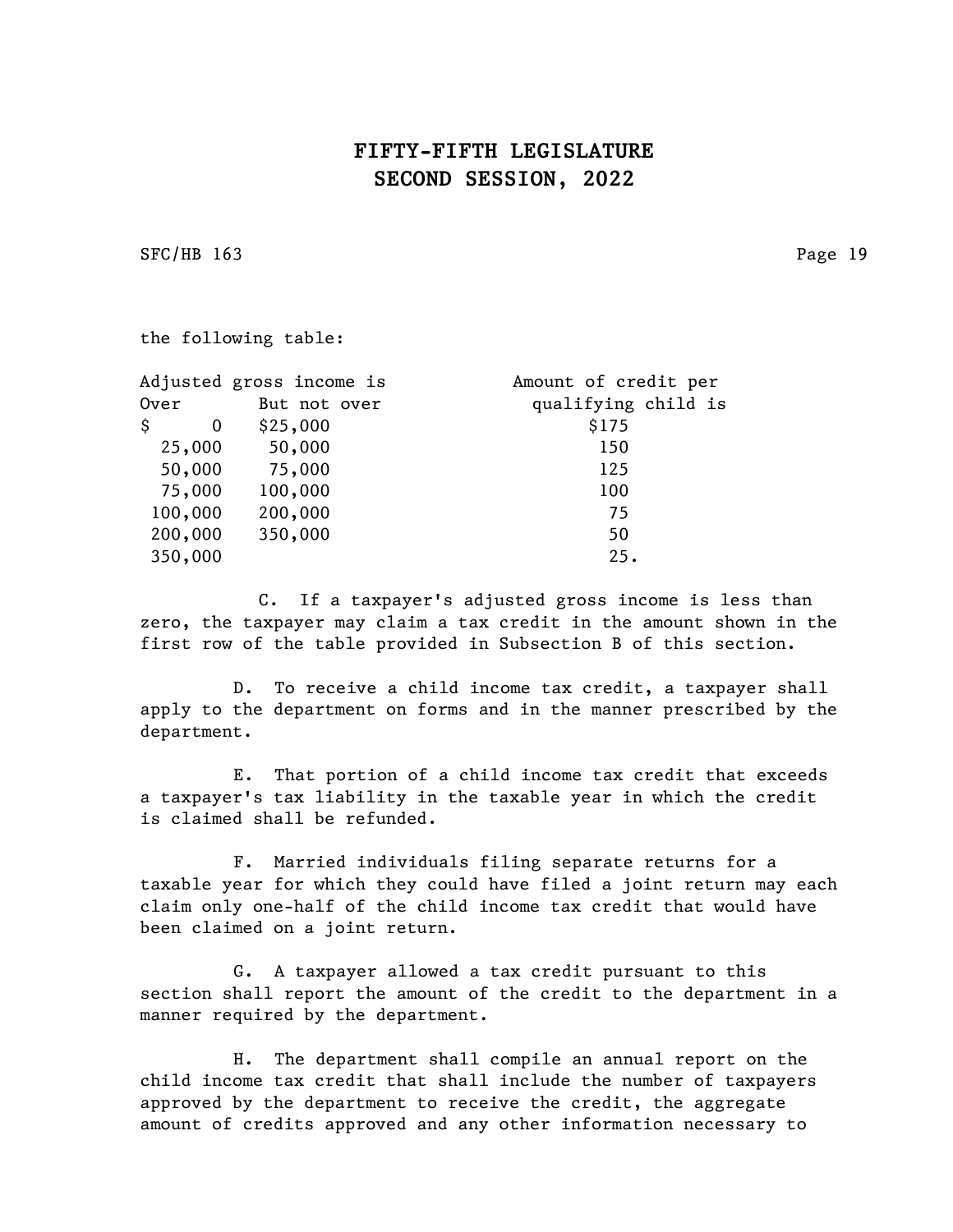the following table:

| Adjusted gross income is | | Amount of credit per |
| --- | --- | --- |
| Over | But not over | qualifying child is |
| $ 0 | $25,000 | $175 |
| 25,000 | 50,000 | 150 |
| 50,000 | 75,000 | 125 |
| 75,000 | 100,000 | 100 |
| 100,000 | 200,000 | 75 |
| 200,000 | 350,000 | 50 |
| 350,000 | | 25. |

C. If a taxpayer's adjusted gross income is less than zero, the taxpayer may claim a tax credit in the amount shown in the first row of the table provided in Subsection B of this section.

D. To receive a child income tax credit, a taxpayer shall apply to the department on forms and in the manner prescribed by the department.

E. That portion of a child income tax credit that exceeds a taxpayer's tax liability in the taxable year in which the credit is claimed shall be refunded.

F. Married individuals filing separate returns for a taxable year for which they could have filed a joint return may each claim only one-half of the child income tax credit that would have been claimed on a joint return.

G. A taxpayer allowed a tax credit pursuant to this section shall report the amount of the credit to the department in a manner required by the department.

H. The department shall compile an annual report on the child income tax credit that shall include the number of taxpayers approved by the department to receive the credit, the aggregate amount of credits approved and any other information necessary to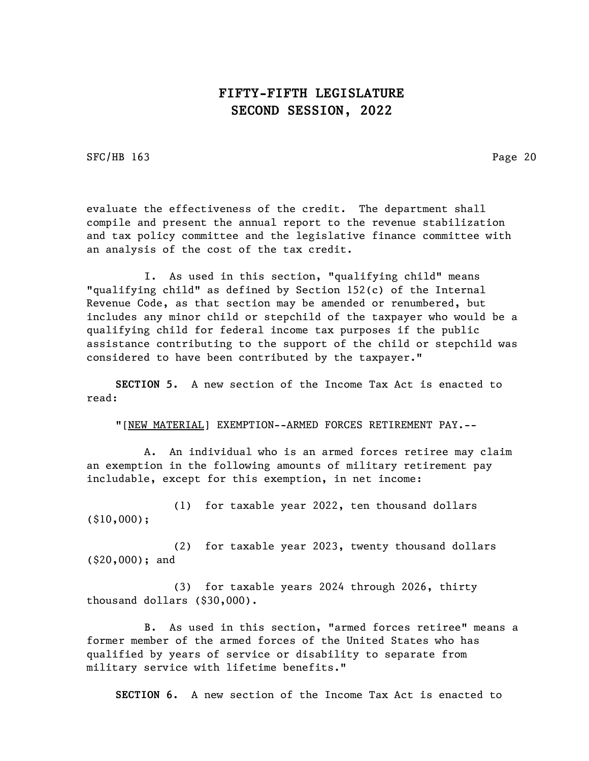evaluate the effectiveness of the credit. The department shall compile and present the annual report to the revenue stabilization and tax policy committee and the legislative finance committee with an analysis of the cost of the tax credit.

I. As used in this section, "qualifying child" means "qualifying child" as defined by Section 152(c) of the Internal Revenue Code, as that section may be amended or renumbered, but includes any minor child or stepchild of the taxpayer who would be a qualifying child for federal income tax purposes if the public assistance contributing to the support of the child or stepchild was considered to have been contributed by the taxpayer."

**SECTION 5.** A new section of the Income Tax Act is enacted to read:

"[NEW MATERIAL] EXEMPTION--ARMED FORCES RETIREMENT PAY.--

A. An individual who is an armed forces retiree may claim an exemption in the following amounts of military retirement pay includable, except for this exemption, in net income:

(1) for taxable year 2022, ten thousand dollars ($10,000);

(2) for taxable year 2023, twenty thousand dollars ($20,000); and

(3) for taxable years 2024 through 2026, thirty thousand dollars ($30,000).

B. As used in this section, "armed forces retiree" means a former member of the armed forces of the United States who has qualified by years of service or disability to separate from military service with lifetime benefits."

**SECTION 6.** A new section of the Income Tax Act is enacted to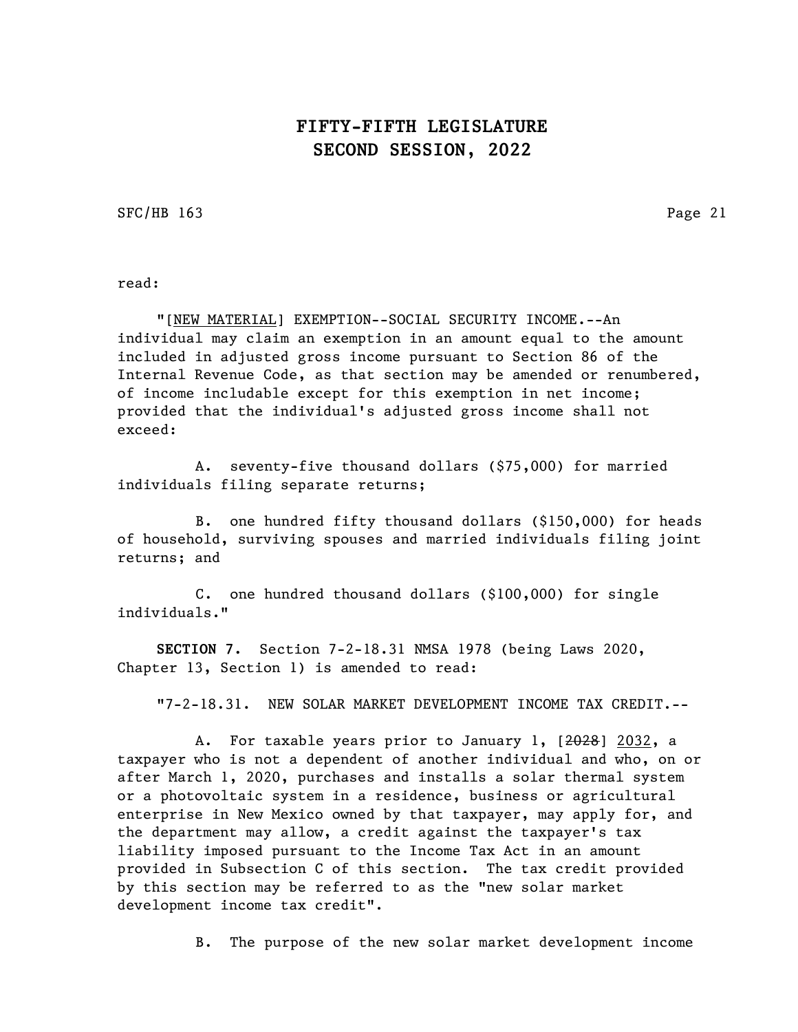read:

"[NEW MATERIAL] EXEMPTION--SOCIAL SECURITY INCOME.--An individual may claim an exemption in an amount equal to the amount included in adjusted gross income pursuant to Section 86 of the Internal Revenue Code, as that section may be amended or renumbered, of income includable except for this exemption in net income; provided that the individual's adjusted gross income shall not exceed:

A. seventy-five thousand dollars ($75,000) for married individuals filing separate returns;

B. one hundred fifty thousand dollars ($150,000) for heads of household, surviving spouses and married individuals filing joint returns; and

C. one hundred thousand dollars ($100,000) for single individuals."

**SECTION 7.** Section 7-2-18.31 NMSA 1978 (being Laws 2020, Chapter 13, Section 1) is amended to read:

"7-2-18.31. NEW SOLAR MARKET DEVELOPMENT INCOME TAX CREDIT.--

A. For taxable years prior to January 1, [~~2028~~] 2032, a taxpayer who is not a dependent of another individual and who, on or after March 1, 2020, purchases and installs a solar thermal system or a photovoltaic system in a residence, business or agricultural enterprise in New Mexico owned by that taxpayer, may apply for, and the department may allow, a credit against the taxpayer's tax liability imposed pursuant to the Income Tax Act in an amount provided in Subsection C of this section. The tax credit provided by this section may be referred to as the "new solar market development income tax credit".

B. The purpose of the new solar market development income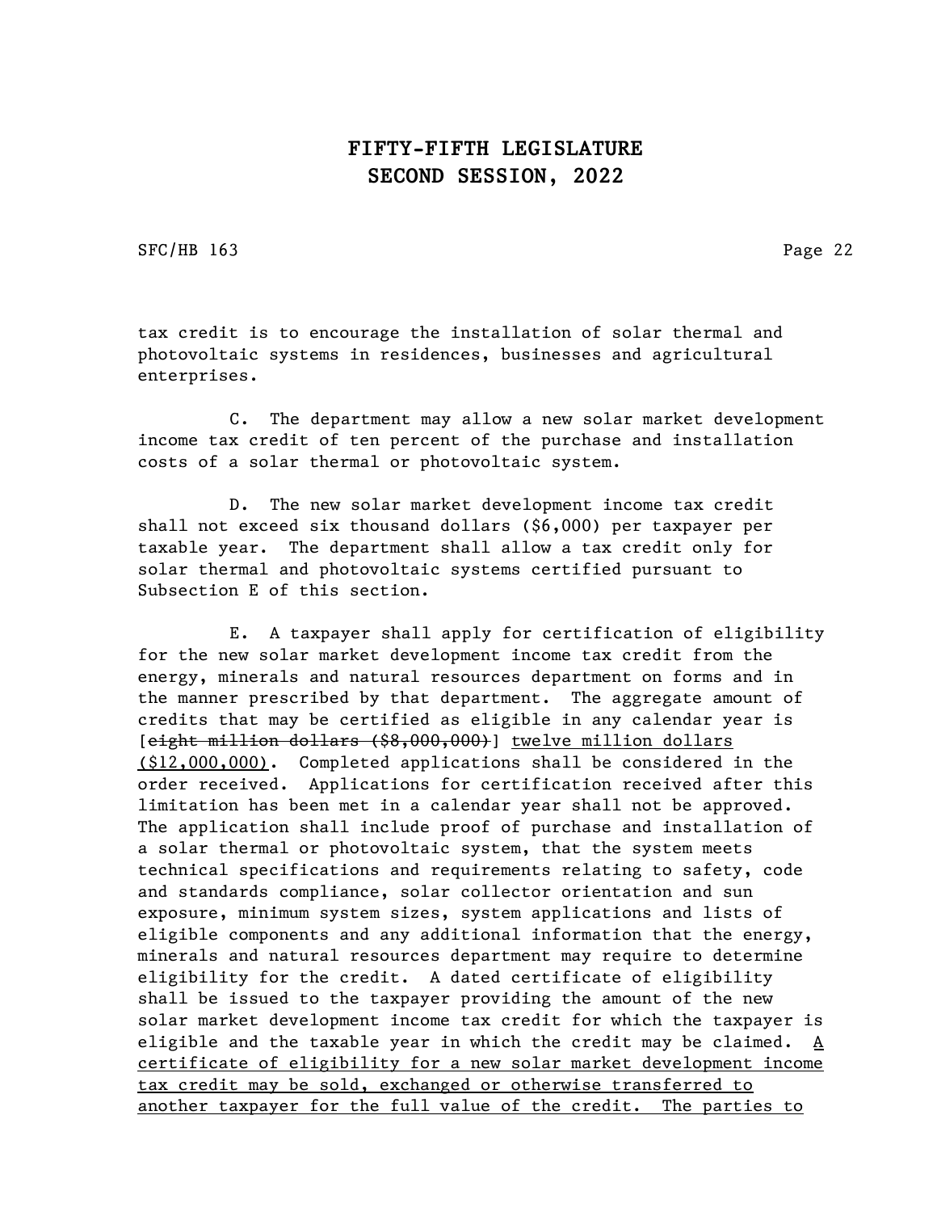tax credit is to encourage the installation of solar thermal and photovoltaic systems in residences, businesses and agricultural enterprises.

C. The department may allow a new solar market development income tax credit of ten percent of the purchase and installation costs of a solar thermal or photovoltaic system.

D. The new solar market development income tax credit shall not exceed six thousand dollars ($6,000) per taxpayer per taxable year. The department shall allow a tax credit only for solar thermal and photovoltaic systems certified pursuant to Subsection E of this section.

E. A taxpayer shall apply for certification of eligibility for the new solar market development income tax credit from the energy, minerals and natural resources department on forms and in the manner prescribed by that department. The aggregate amount of credits that may be certified as eligible in any calendar year is [~~eight million dollars ($8,000,000)~~] <u>twelve million dollars ($12,000,000)</u>. Completed applications shall be considered in the order received. Applications for certification received after this limitation has been met in a calendar year shall not be approved. The application shall include proof of purchase and installation of a solar thermal or photovoltaic system, that the system meets technical specifications and requirements relating to safety, code and standards compliance, solar collector orientation and sun exposure, minimum system sizes, system applications and lists of eligible components and any additional information that the energy, minerals and natural resources department may require to determine eligibility for the credit. A dated certificate of eligibility shall be issued to the taxpayer providing the amount of the new solar market development income tax credit for which the taxpayer is eligible and the taxable year in which the credit may be claimed. <u>A certificate of eligibility for a new solar market development income tax credit may be sold, exchanged or otherwise transferred to another taxpayer for the full value of the credit. The parties to</u>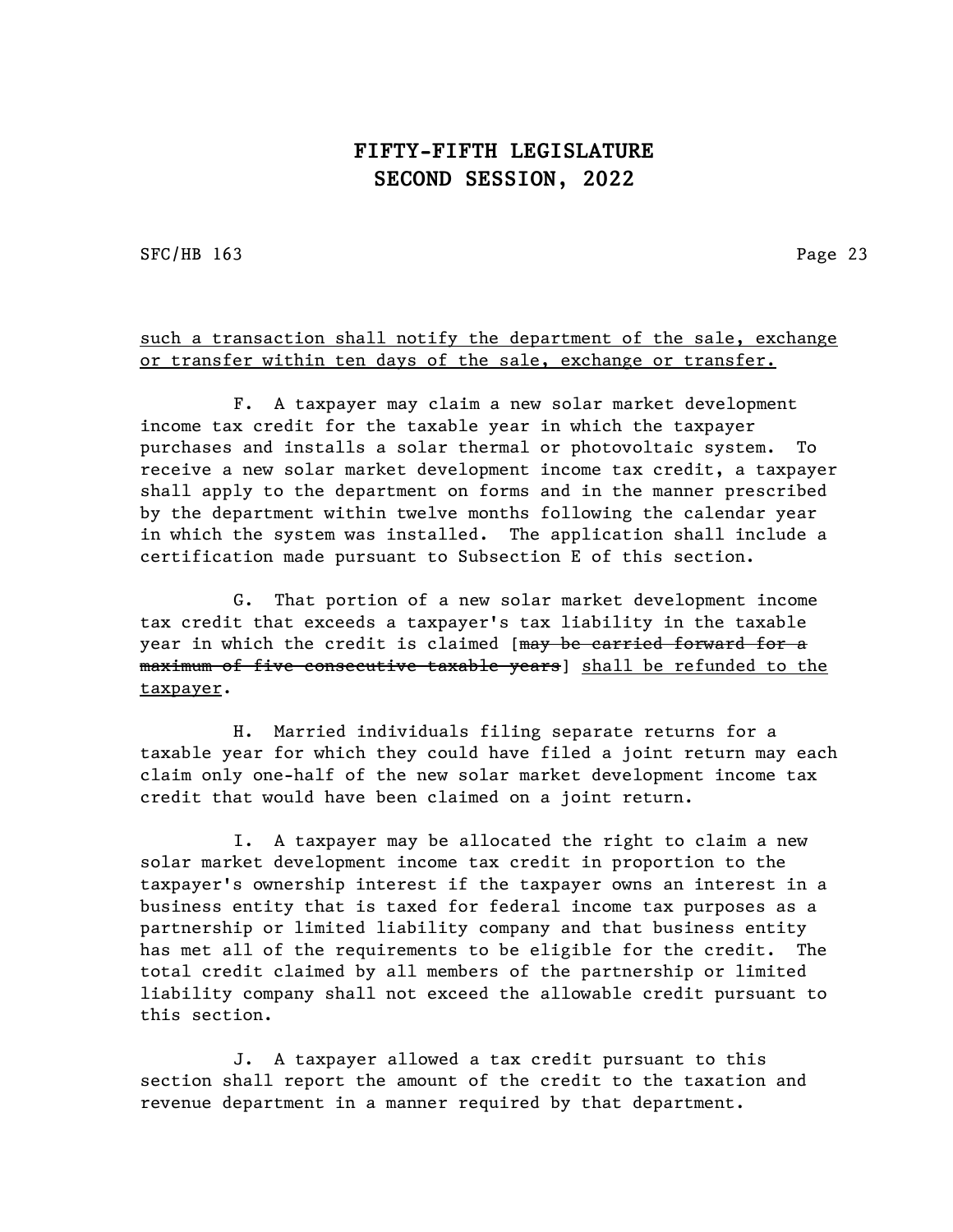such a transaction shall notify the department of the sale, exchange or transfer within ten days of the sale, exchange or transfer.

F. A taxpayer may claim a new solar market development income tax credit for the taxable year in which the taxpayer purchases and installs a solar thermal or photovoltaic system. To receive a new solar market development income tax credit, a taxpayer shall apply to the department on forms and in the manner prescribed by the department within twelve months following the calendar year in which the system was installed. The application shall include a certification made pursuant to Subsection E of this section.

G. That portion of a new solar market development income tax credit that exceeds a taxpayer's tax liability in the taxable year in which the credit is claimed [~~may be carried forward for a maximum of five consecutive taxable years~~] shall be refunded to the taxpayer.

H. Married individuals filing separate returns for a taxable year for which they could have filed a joint return may each claim only one-half of the new solar market development income tax credit that would have been claimed on a joint return.

I. A taxpayer may be allocated the right to claim a new solar market development income tax credit in proportion to the taxpayer's ownership interest if the taxpayer owns an interest in a business entity that is taxed for federal income tax purposes as a partnership or limited liability company and that business entity has met all of the requirements to be eligible for the credit. The total credit claimed by all members of the partnership or limited liability company shall not exceed the allowable credit pursuant to this section.

J. A taxpayer allowed a tax credit pursuant to this section shall report the amount of the credit to the taxation and revenue department in a manner required by that department.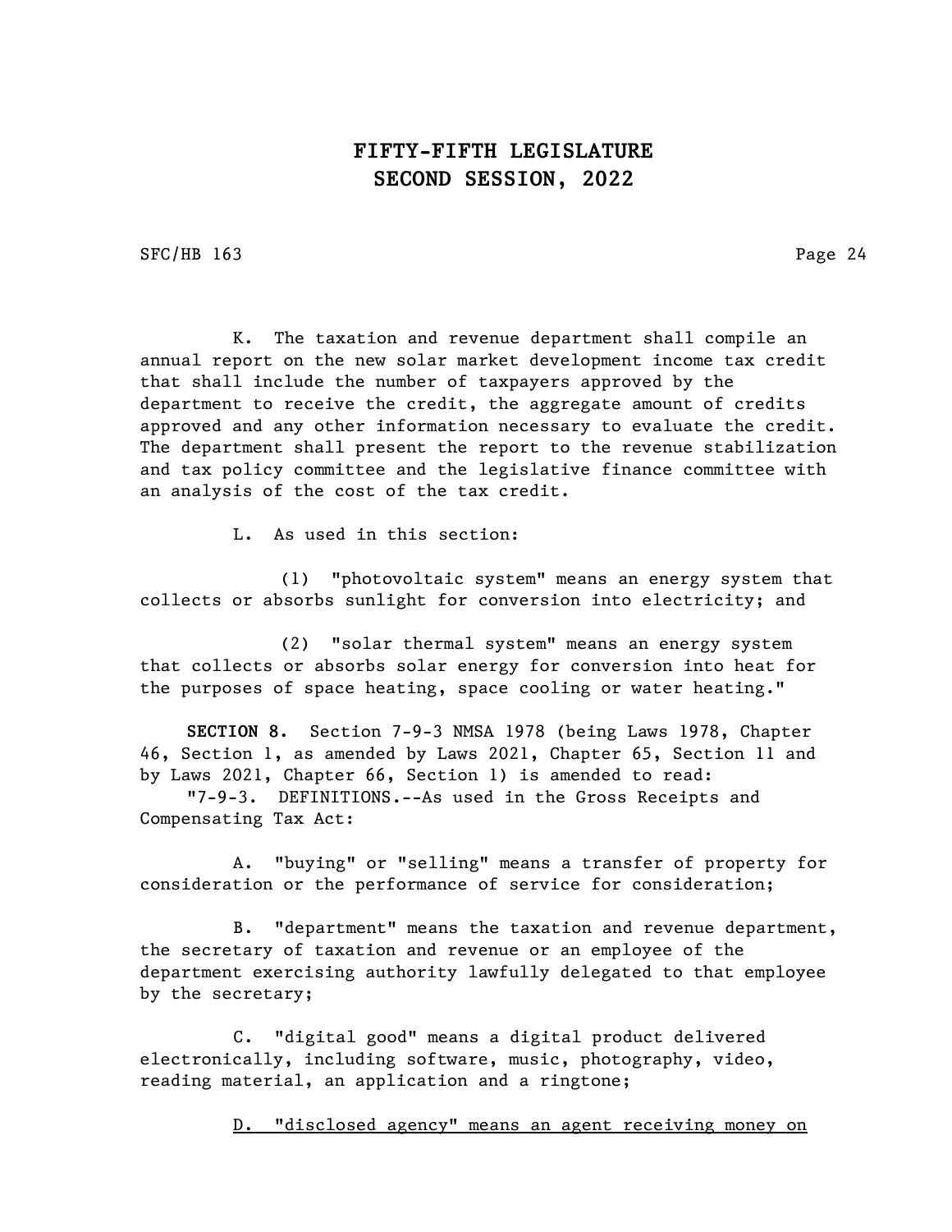K. The taxation and revenue department shall compile an annual report on the new solar market development income tax credit that shall include the number of taxpayers approved by the department to receive the credit, the aggregate amount of credits approved and any other information necessary to evaluate the credit. The department shall present the report to the revenue stabilization and tax policy committee and the legislative finance committee with an analysis of the cost of the tax credit.

L. As used in this section:

(1) "photovoltaic system" means an energy system that collects or absorbs sunlight for conversion into electricity; and

(2) "solar thermal system" means an energy system that collects or absorbs solar energy for conversion into heat for the purposes of space heating, space cooling or water heating."

**SECTION 8.** Section 7-9-3 NMSA 1978 (being Laws 1978, Chapter 46, Section 1, as amended by Laws 2021, Chapter 65, Section 11 and by Laws 2021, Chapter 66, Section 1) is amended to read:

"7-9-3. DEFINITIONS.--As used in the Gross Receipts and Compensating Tax Act:

A. "buying" or "selling" means a transfer of property for consideration or the performance of service for consideration;

B. "department" means the taxation and revenue department, the secretary of taxation and revenue or an employee of the department exercising authority lawfully delegated to that employee by the secretary;

C. "digital good" means a digital product delivered electronically, including software, music, photography, video, reading material, an application and a ringtone;

<u>D. "disclosed agency" means an agent receiving money on</u>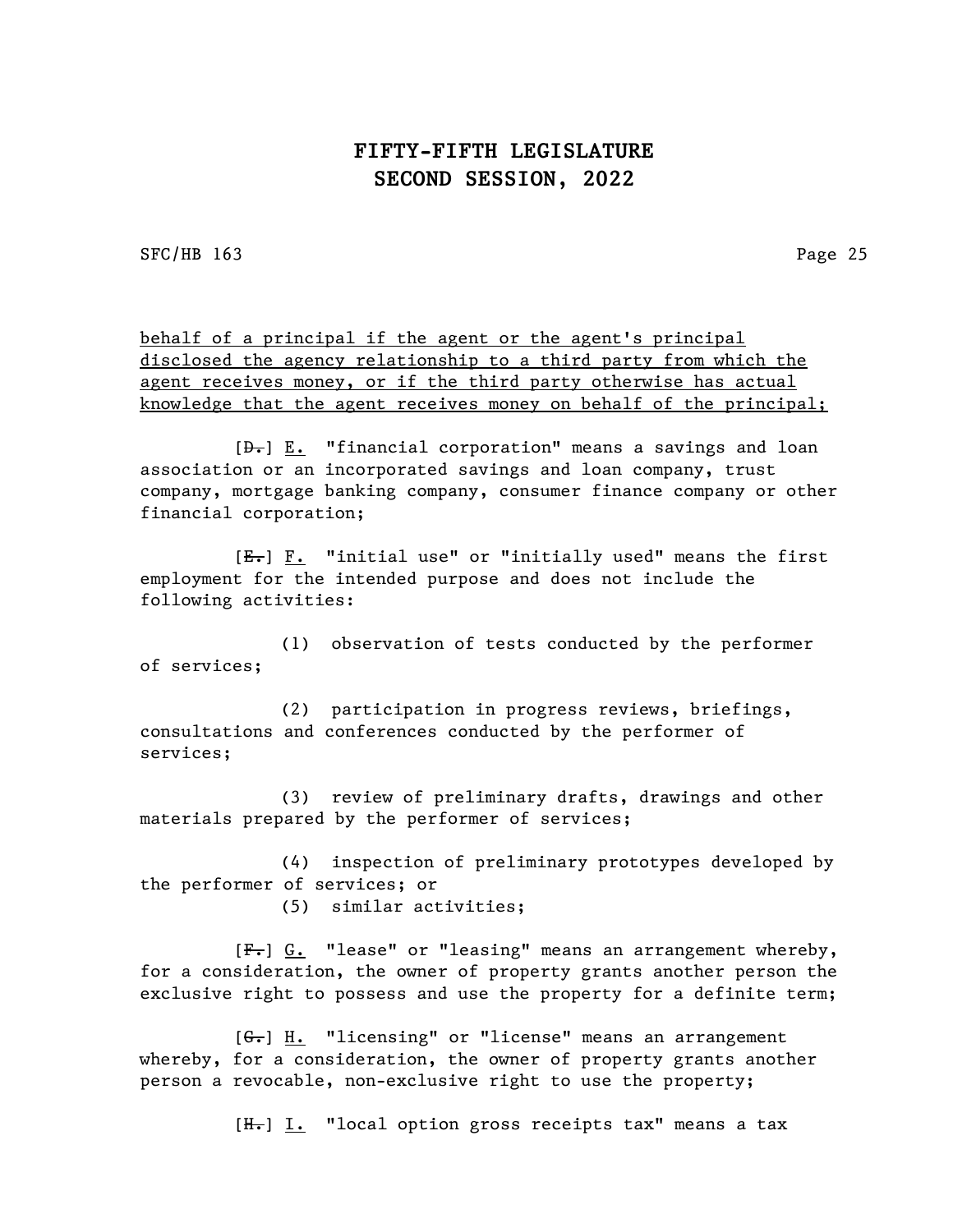behalf of a principal if the agent or the agent's principal disclosed the agency relationship to a third party from which the agent receives money, or if the third party otherwise has actual knowledge that the agent receives money on behalf of the principal;

[~~D.~~] E. "financial corporation" means a savings and loan association or an incorporated savings and loan company, trust company, mortgage banking company, consumer finance company or other financial corporation;

[~~E.~~] F. "initial use" or "initially used" means the first employment for the intended purpose and does not include the following activities:

(1) observation of tests conducted by the performer of services;

(2) participation in progress reviews, briefings, consultations and conferences conducted by the performer of services;

(3) review of preliminary drafts, drawings and other materials prepared by the performer of services;

(4) inspection of preliminary prototypes developed by the performer of services; or

(5) similar activities;

[~~F.~~] G. "lease" or "leasing" means an arrangement whereby, for a consideration, the owner of property grants another person the exclusive right to possess and use the property for a definite term;

[~~G.~~] H. "licensing" or "license" means an arrangement whereby, for a consideration, the owner of property grants another person a revocable, non-exclusive right to use the property;

[~~H.~~] I. "local option gross receipts tax" means a tax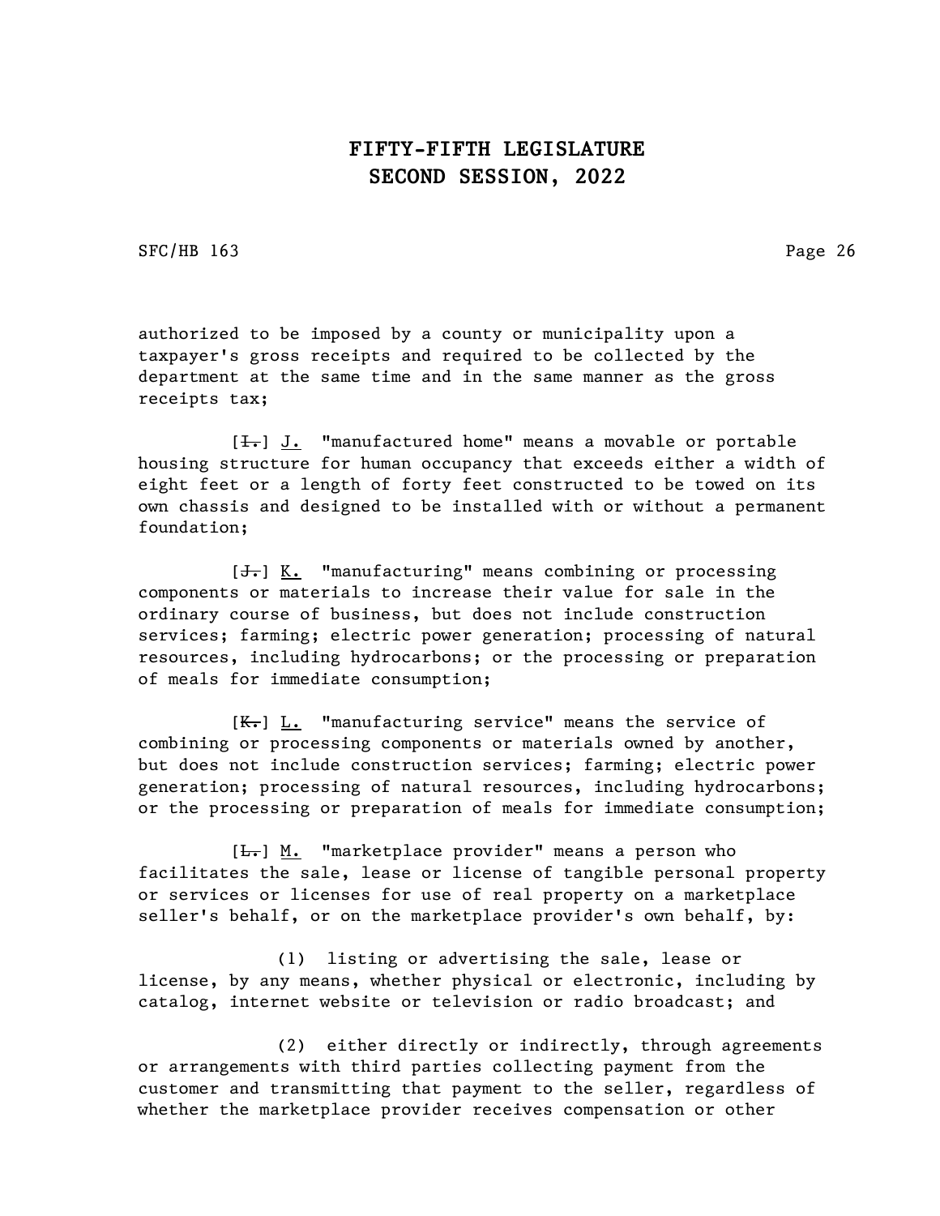authorized to be imposed by a county or municipality upon a taxpayer's gross receipts and required to be collected by the department at the same time and in the same manner as the gross receipts tax;

[~~I.~~] <u>J.</u> "manufactured home" means a movable or portable housing structure for human occupancy that exceeds either a width of eight feet or a length of forty feet constructed to be towed on its own chassis and designed to be installed with or without a permanent foundation;

[~~J.~~] <u>K.</u> "manufacturing" means combining or processing components or materials to increase their value for sale in the ordinary course of business, but does not include construction services; farming; electric power generation; processing of natural resources, including hydrocarbons; or the processing or preparation of meals for immediate consumption;

[~~K.~~] <u>L.</u> "manufacturing service" means the service of combining or processing components or materials owned by another, but does not include construction services; farming; electric power generation; processing of natural resources, including hydrocarbons; or the processing or preparation of meals for immediate consumption;

[~~L.~~] <u>M.</u> "marketplace provider" means a person who facilitates the sale, lease or license of tangible personal property or services or licenses for use of real property on a marketplace seller's behalf, or on the marketplace provider's own behalf, by:

(1) listing or advertising the sale, lease or license, by any means, whether physical or electronic, including by catalog, internet website or television or radio broadcast; and

(2) either directly or indirectly, through agreements or arrangements with third parties collecting payment from the customer and transmitting that payment to the seller, regardless of whether the marketplace provider receives compensation or other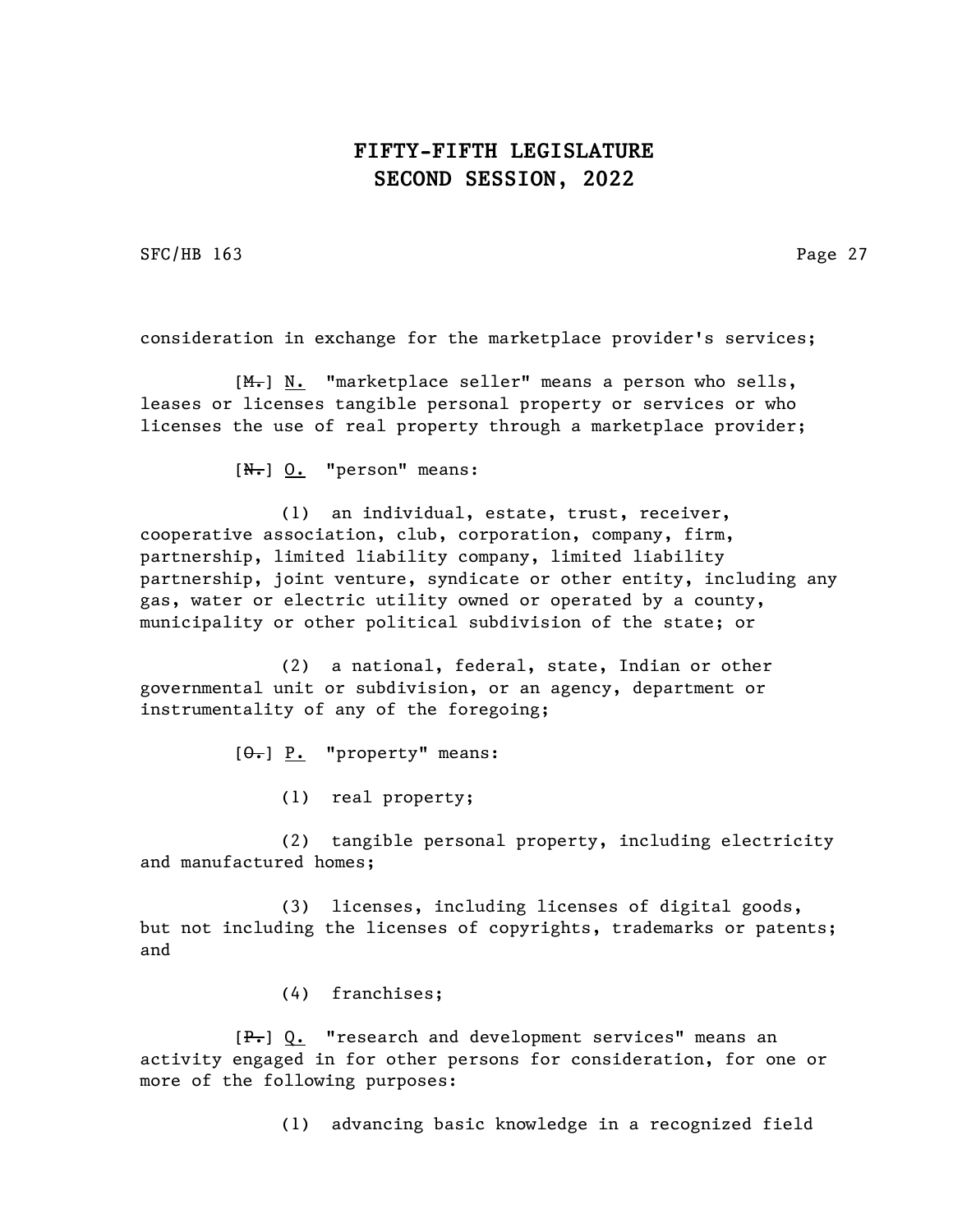consideration in exchange for the marketplace provider's services;

[~~M.~~] N. "marketplace seller" means a person who sells, leases or licenses tangible personal property or services or who licenses the use of real property through a marketplace provider;

[~~N.~~] O. "person" means:

(1) an individual, estate, trust, receiver, cooperative association, club, corporation, company, firm, partnership, limited liability company, limited liability partnership, joint venture, syndicate or other entity, including any gas, water or electric utility owned or operated by a county, municipality or other political subdivision of the state; or

(2) a national, federal, state, Indian or other governmental unit or subdivision, or an agency, department or instrumentality of any of the foregoing;

[~~O.~~] P. "property" means:

(1) real property;

(2) tangible personal property, including electricity and manufactured homes;

(3) licenses, including licenses of digital goods, but not including the licenses of copyrights, trademarks or patents; and

(4) franchises;

[~~P.~~] Q. "research and development services" means an activity engaged in for other persons for consideration, for one or more of the following purposes:

(1) advancing basic knowledge in a recognized field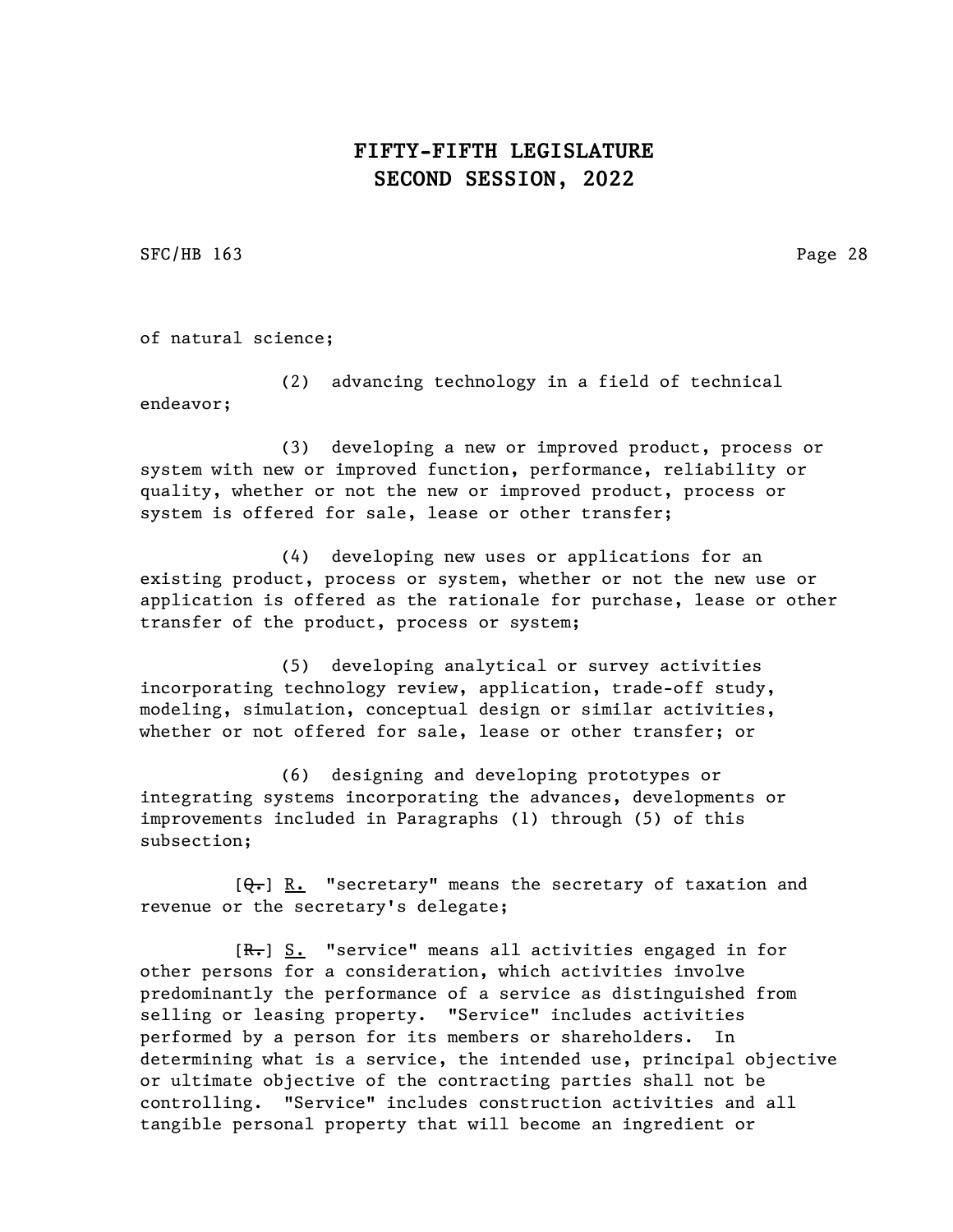of natural science;

(2) advancing technology in a field of technical endeavor;

(3) developing a new or improved product, process or system with new or improved function, performance, reliability or quality, whether or not the new or improved product, process or system is offered for sale, lease or other transfer;

(4) developing new uses or applications for an existing product, process or system, whether or not the new use or application is offered as the rationale for purchase, lease or other transfer of the product, process or system;

(5) developing analytical or survey activities incorporating technology review, application, trade-off study, modeling, simulation, conceptual design or similar activities, whether or not offered for sale, lease or other transfer; or

(6) designing and developing prototypes or integrating systems incorporating the advances, developments or improvements included in Paragraphs (1) through (5) of this subsection;

[~~Q.~~] R. "secretary" means the secretary of taxation and revenue or the secretary's delegate;

[~~R.~~] S. "service" means all activities engaged in for other persons for a consideration, which activities involve predominantly the performance of a service as distinguished from selling or leasing property. "Service" includes activities performed by a person for its members or shareholders. In determining what is a service, the intended use, principal objective or ultimate objective of the contracting parties shall not be controlling. "Service" includes construction activities and all tangible personal property that will become an ingredient or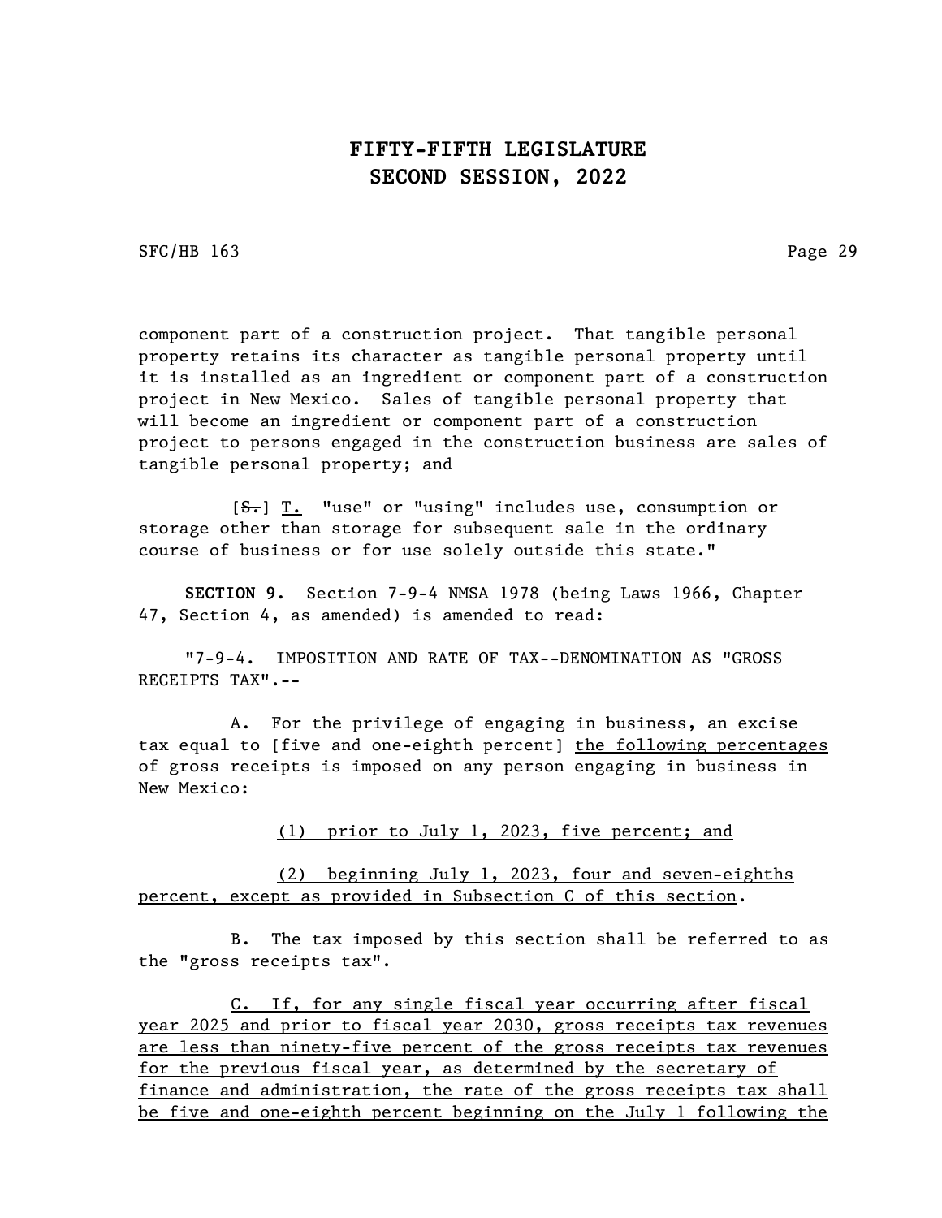component part of a construction project. That tangible personal property retains its character as tangible personal property until it is installed as an ingredient or component part of a construction project in New Mexico. Sales of tangible personal property that will become an ingredient or component part of a construction project to persons engaged in the construction business are sales of tangible personal property; and

[~~S.~~] T. "use" or "using" includes use, consumption or storage other than storage for subsequent sale in the ordinary course of business or for use solely outside this state."

**SECTION 9.** Section 7-9-4 NMSA 1978 (being Laws 1966, Chapter 47, Section 4, as amended) is amended to read:

"7-9-4. IMPOSITION AND RATE OF TAX--DENOMINATION AS "GROSS RECEIPTS TAX".--

A. For the privilege of engaging in business, an excise tax equal to [~~five and one-eighth percent~~] the following percentages of gross receipts is imposed on any person engaging in business in New Mexico:

(1) prior to July 1, 2023, five percent; and

(2) beginning July 1, 2023, four and seven-eighths percent, except as provided in Subsection C of this section.

B. The tax imposed by this section shall be referred to as the "gross receipts tax".

C. If, for any single fiscal year occurring after fiscal year 2025 and prior to fiscal year 2030, gross receipts tax revenues are less than ninety-five percent of the gross receipts tax revenues for the previous fiscal year, as determined by the secretary of finance and administration, the rate of the gross receipts tax shall be five and one-eighth percent beginning on the July 1 following the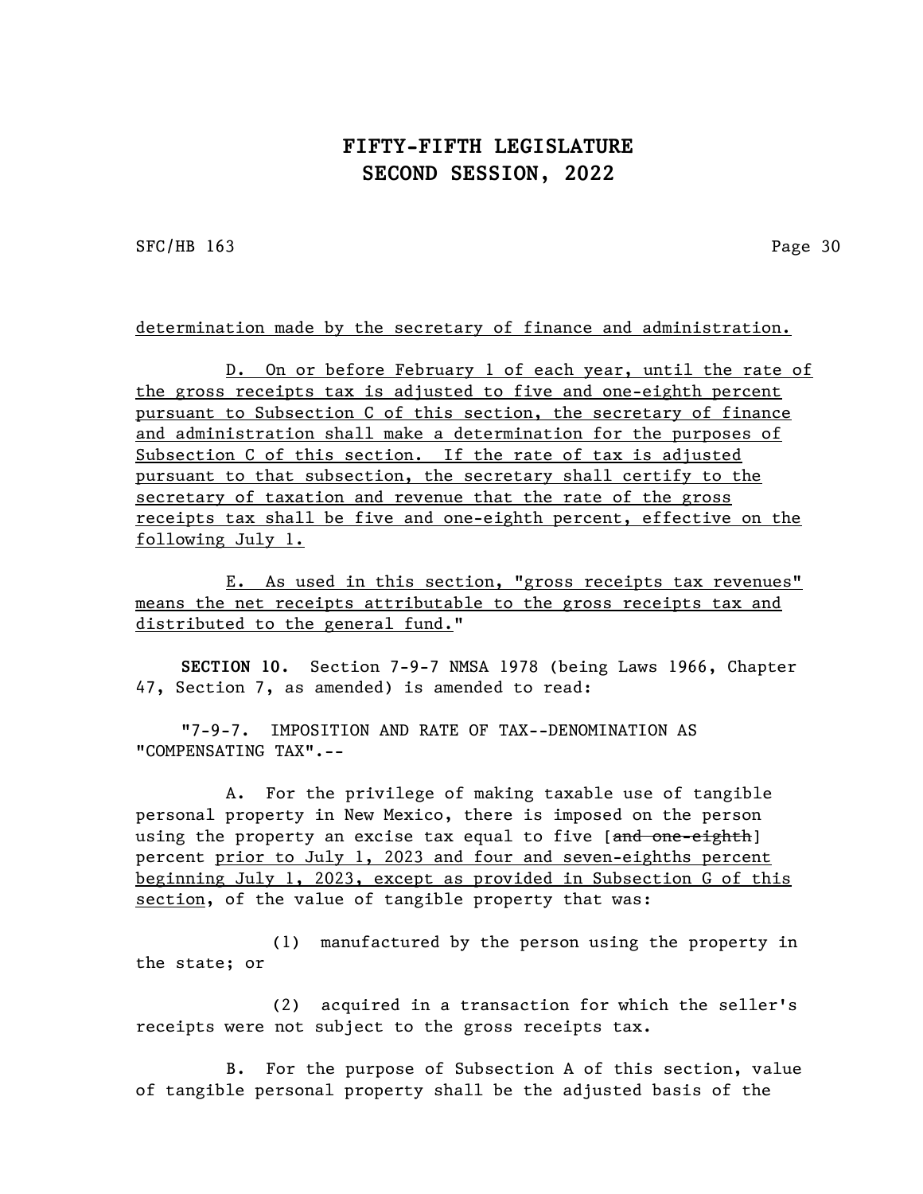determination made by the secretary of finance and administration.

D. On or before February 1 of each year, until the rate of the gross receipts tax is adjusted to five and one-eighth percent pursuant to Subsection C of this section, the secretary of finance and administration shall make a determination for the purposes of Subsection C of this section. If the rate of tax is adjusted pursuant to that subsection, the secretary shall certify to the secretary of taxation and revenue that the rate of the gross receipts tax shall be five and one-eighth percent, effective on the following July 1.

E. As used in this section, "gross receipts tax revenues" means the net receipts attributable to the gross receipts tax and distributed to the general fund."

**SECTION 10.** Section 7-9-7 NMSA 1978 (being Laws 1966, Chapter 47, Section 7, as amended) is amended to read:

"7-9-7. IMPOSITION AND RATE OF TAX--DENOMINATION AS "COMPENSATING TAX".--

A. For the privilege of making taxable use of tangible personal property in New Mexico, there is imposed on the person using the property an excise tax equal to five [~~and one-eighth~~] percent prior to July 1, 2023 and four and seven-eighths percent beginning July 1, 2023, except as provided in Subsection G of this section, of the value of tangible property that was:

(1) manufactured by the person using the property in the state; or

(2) acquired in a transaction for which the seller's receipts were not subject to the gross receipts tax.

B. For the purpose of Subsection A of this section, value of tangible personal property shall be the adjusted basis of the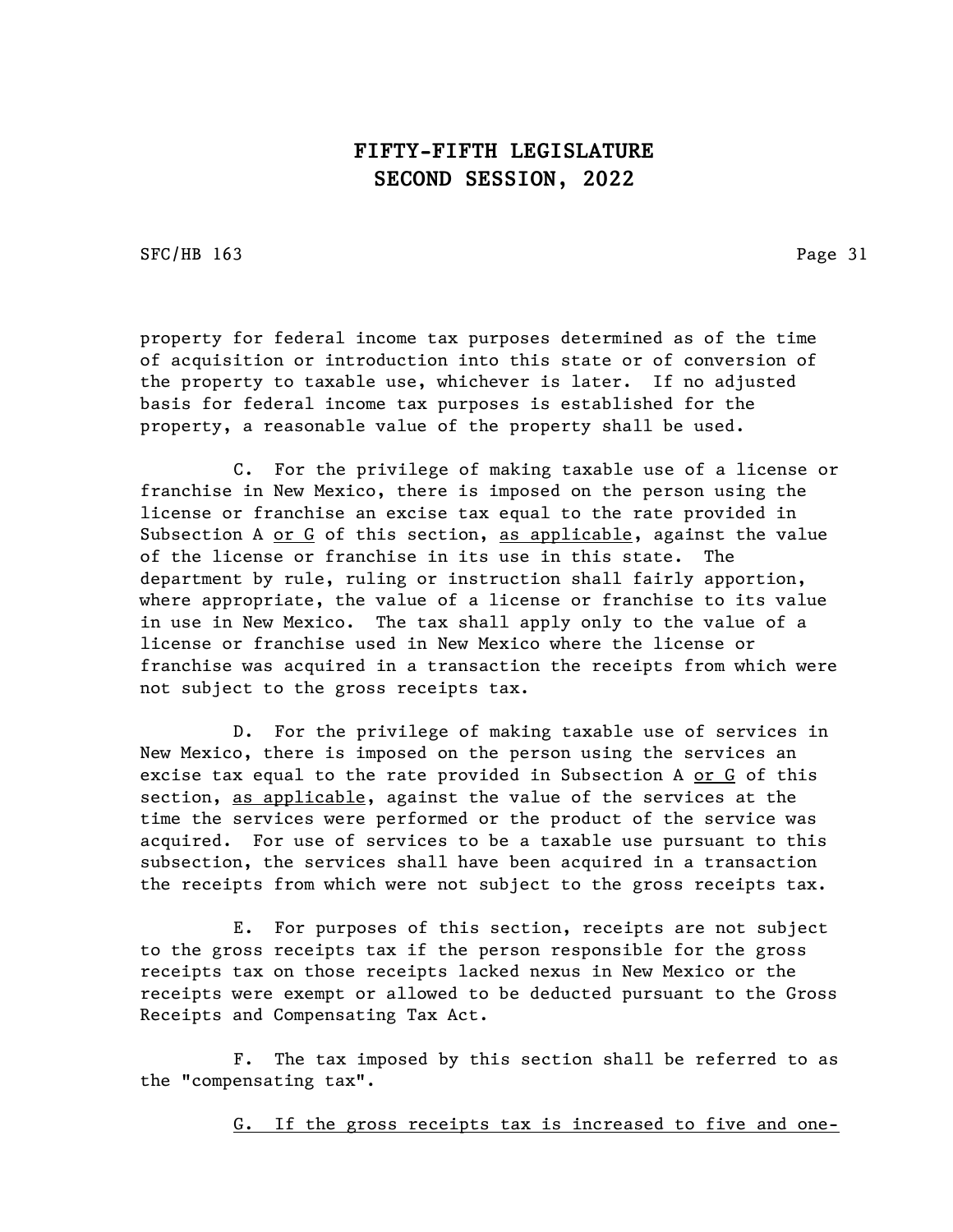property for federal income tax purposes determined as of the time of acquisition or introduction into this state or of conversion of the property to taxable use, whichever is later. If no adjusted basis for federal income tax purposes is established for the property, a reasonable value of the property shall be used.

C. For the privilege of making taxable use of a license or franchise in New Mexico, there is imposed on the person using the license or franchise an excise tax equal to the rate provided in Subsection A <u>or G</u> of this section, <u>as applicable</u>, against the value of the license or franchise in its use in this state. The department by rule, ruling or instruction shall fairly apportion, where appropriate, the value of a license or franchise to its value in use in New Mexico. The tax shall apply only to the value of a license or franchise used in New Mexico where the license or franchise was acquired in a transaction the receipts from which were not subject to the gross receipts tax.

D. For the privilege of making taxable use of services in New Mexico, there is imposed on the person using the services an excise tax equal to the rate provided in Subsection A <u>or G</u> of this section, <u>as applicable</u>, against the value of the services at the time the services were performed or the product of the service was acquired. For use of services to be a taxable use pursuant to this subsection, the services shall have been acquired in a transaction the receipts from which were not subject to the gross receipts tax.

E. For purposes of this section, receipts are not subject to the gross receipts tax if the person responsible for the gross receipts tax on those receipts lacked nexus in New Mexico or the receipts were exempt or allowed to be deducted pursuant to the Gross Receipts and Compensating Tax Act.

F. The tax imposed by this section shall be referred to as the "compensating tax".

<u>G. If the gross receipts tax is increased to five and one-</u>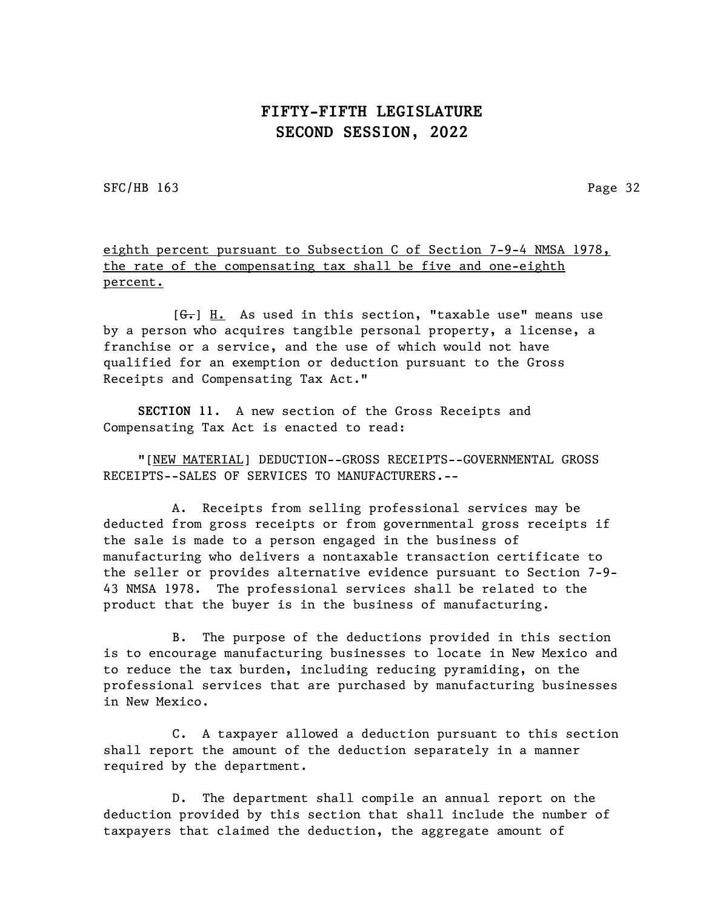eighth percent pursuant to Subsection C of Section 7-9-4 NMSA 1978, the rate of the compensating tax shall be five and one-eighth percent.

[~~G.~~] H. As used in this section, "taxable use" means use by a person who acquires tangible personal property, a license, a franchise or a service, and the use of which would not have qualified for an exemption or deduction pursuant to the Gross Receipts and Compensating Tax Act."

**SECTION 11.** A new section of the Gross Receipts and Compensating Tax Act is enacted to read:

"[NEW MATERIAL] DEDUCTION--GROSS RECEIPTS--GOVERNMENTAL GROSS RECEIPTS--SALES OF SERVICES TO MANUFACTURERS.--

A. Receipts from selling professional services may be deducted from gross receipts or from governmental gross receipts if the sale is made to a person engaged in the business of manufacturing who delivers a nontaxable transaction certificate to the seller or provides alternative evidence pursuant to Section 7-9-43 NMSA 1978. The professional services shall be related to the product that the buyer is in the business of manufacturing.

B. The purpose of the deductions provided in this section is to encourage manufacturing businesses to locate in New Mexico and to reduce the tax burden, including reducing pyramiding, on the professional services that are purchased by manufacturing businesses in New Mexico.

C. A taxpayer allowed a deduction pursuant to this section shall report the amount of the deduction separately in a manner required by the department.

D. The department shall compile an annual report on the deduction provided by this section that shall include the number of taxpayers that claimed the deduction, the aggregate amount of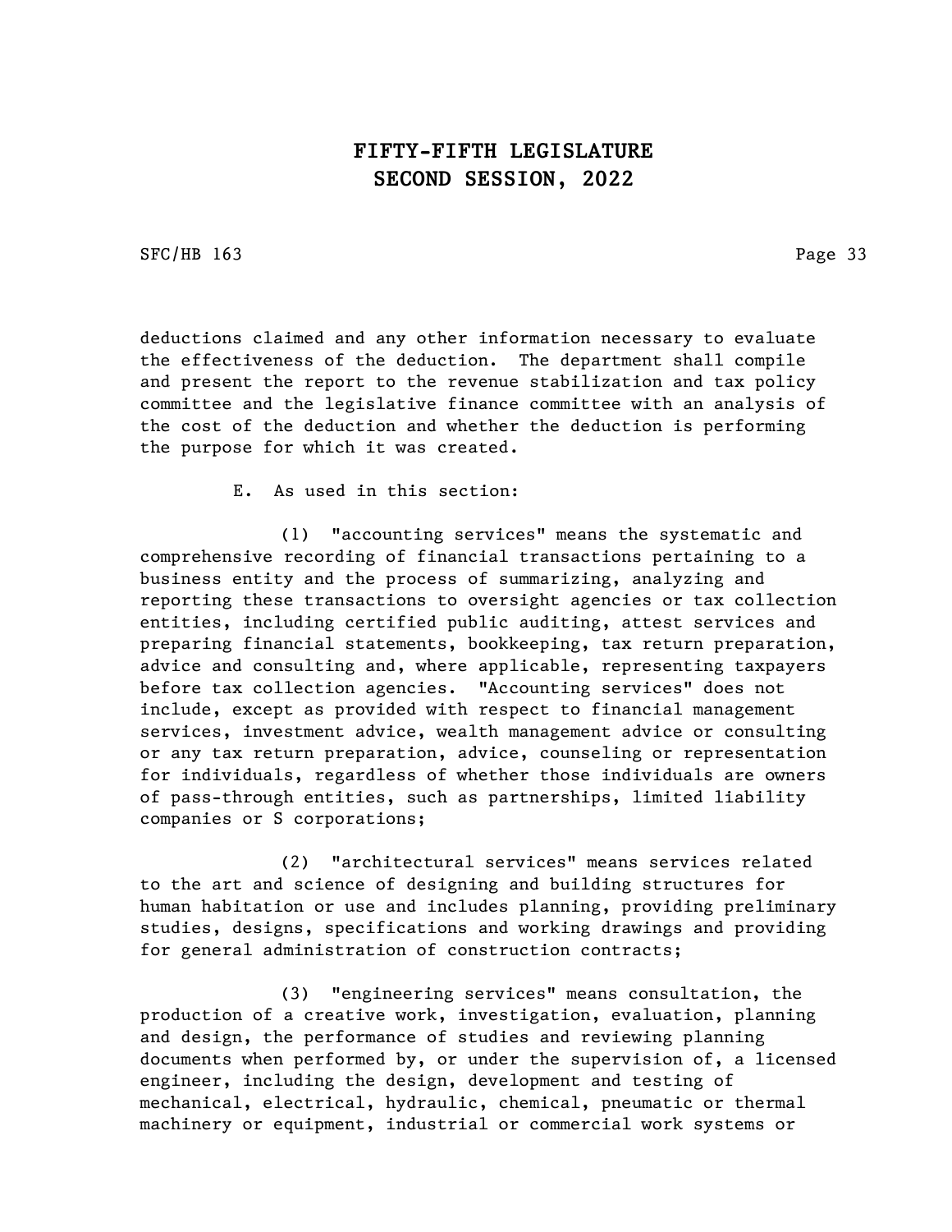deductions claimed and any other information necessary to evaluate the effectiveness of the deduction. The department shall compile and present the report to the revenue stabilization and tax policy committee and the legislative finance committee with an analysis of the cost of the deduction and whether the deduction is performing the purpose for which it was created.

E. As used in this section:

(1) "accounting services" means the systematic and comprehensive recording of financial transactions pertaining to a business entity and the process of summarizing, analyzing and reporting these transactions to oversight agencies or tax collection entities, including certified public auditing, attest services and preparing financial statements, bookkeeping, tax return preparation, advice and consulting and, where applicable, representing taxpayers before tax collection agencies. "Accounting services" does not include, except as provided with respect to financial management services, investment advice, wealth management advice or consulting or any tax return preparation, advice, counseling or representation for individuals, regardless of whether those individuals are owners of pass-through entities, such as partnerships, limited liability companies or S corporations;

(2) "architectural services" means services related to the art and science of designing and building structures for human habitation or use and includes planning, providing preliminary studies, designs, specifications and working drawings and providing for general administration of construction contracts;

(3) "engineering services" means consultation, the production of a creative work, investigation, evaluation, planning and design, the performance of studies and reviewing planning documents when performed by, or under the supervision of, a licensed engineer, including the design, development and testing of mechanical, electrical, hydraulic, chemical, pneumatic or thermal machinery or equipment, industrial or commercial work systems or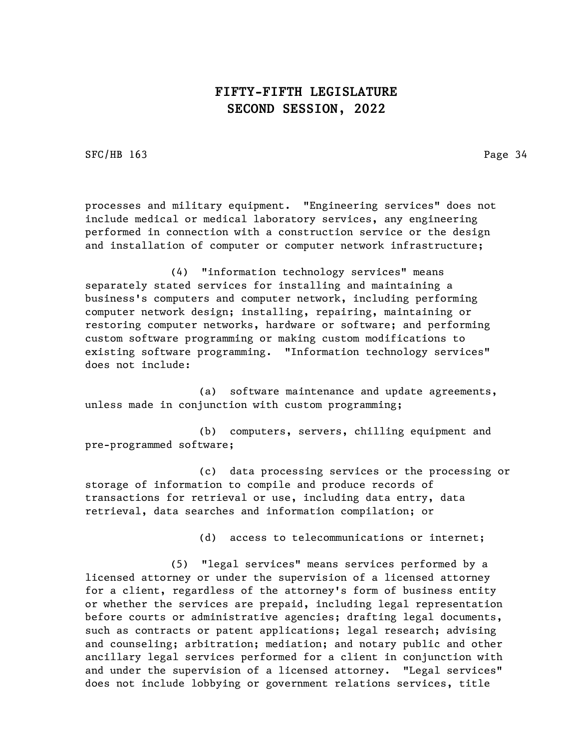processes and military equipment. "Engineering services" does not include medical or medical laboratory services, any engineering performed in connection with a construction service or the design and installation of computer or computer network infrastructure;

(4) "information technology services" means separately stated services for installing and maintaining a business's computers and computer network, including performing computer network design; installing, repairing, maintaining or restoring computer networks, hardware or software; and performing custom software programming or making custom modifications to existing software programming. "Information technology services" does not include:

(a) software maintenance and update agreements, unless made in conjunction with custom programming;

(b) computers, servers, chilling equipment and pre-programmed software;

(c) data processing services or the processing or storage of information to compile and produce records of transactions for retrieval or use, including data entry, data retrieval, data searches and information compilation; or

(d) access to telecommunications or internet;

(5) "legal services" means services performed by a licensed attorney or under the supervision of a licensed attorney for a client, regardless of the attorney's form of business entity or whether the services are prepaid, including legal representation before courts or administrative agencies; drafting legal documents, such as contracts or patent applications; legal research; advising and counseling; arbitration; mediation; and notary public and other ancillary legal services performed for a client in conjunction with and under the supervision of a licensed attorney. "Legal services" does not include lobbying or government relations services, title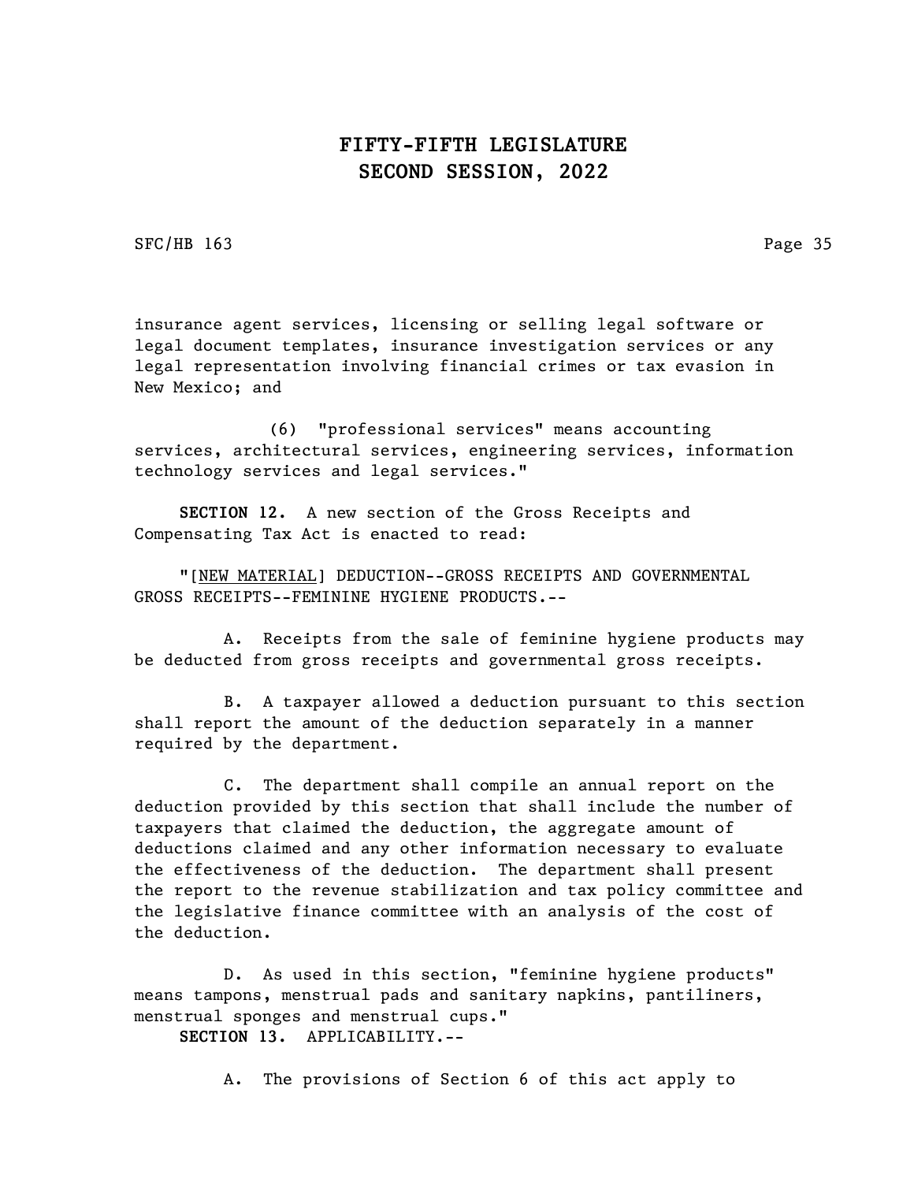insurance agent services, licensing or selling legal software or legal document templates, insurance investigation services or any legal representation involving financial crimes or tax evasion in New Mexico; and

(6) "professional services" means accounting services, architectural services, engineering services, information technology services and legal services."

**SECTION 12.** A new section of the Gross Receipts and Compensating Tax Act is enacted to read:

"[NEW MATERIAL] DEDUCTION--GROSS RECEIPTS AND GOVERNMENTAL GROSS RECEIPTS--FEMININE HYGIENE PRODUCTS.--

A. Receipts from the sale of feminine hygiene products may be deducted from gross receipts and governmental gross receipts.

B. A taxpayer allowed a deduction pursuant to this section shall report the amount of the deduction separately in a manner required by the department.

C. The department shall compile an annual report on the deduction provided by this section that shall include the number of taxpayers that claimed the deduction, the aggregate amount of deductions claimed and any other information necessary to evaluate the effectiveness of the deduction. The department shall present the report to the revenue stabilization and tax policy committee and the legislative finance committee with an analysis of the cost of the deduction.

D. As used in this section, "feminine hygiene products" means tampons, menstrual pads and sanitary napkins, pantiliners, menstrual sponges and menstrual cups."

**SECTION 13.** APPLICABILITY.--

A. The provisions of Section 6 of this act apply to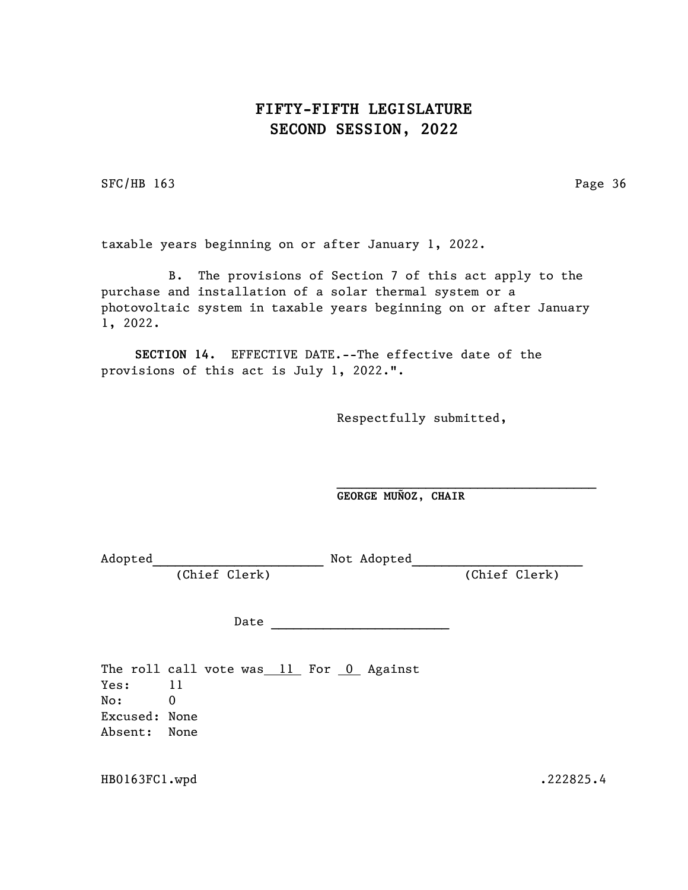taxable years beginning on or after January 1, 2022.

B. The provisions of Section 7 of this act apply to the purchase and installation of a solar thermal system or a photovoltaic system in taxable years beginning on or after January 1, 2022.

**SECTION 14.** EFFECTIVE DATE.--The effective date of the provisions of this act is July 1, 2022.".

Respectfully submitted,

\_\_\_\_\_\_\_\_\_\_\_\_\_\_\_\_\_\_\_\_\_\_\_\_\_\_\_\_\_\_\_\_\_\_\_

**GEORGE MUÑOZ, CHAIR**

Adopted\_\_\_\_\_\_\_\_\_\_\_\_\_\_\_\_\_\_\_\_\_\_\_ Not Adopted\_\_\_\_\_\_\_\_\_\_\_\_\_\_\_\_\_\_\_\_\_\_\_
(Chief Clerk) (Chief Clerk)

Date \_\_\_\_\_\_\_\_\_\_\_\_\_\_\_\_\_\_\_\_\_\_\_\_

The roll call vote was 11 For 0 Against
Yes: 11
No: 0
Excused: None
Absent: None

HB0163FC1.wpd .222825.4